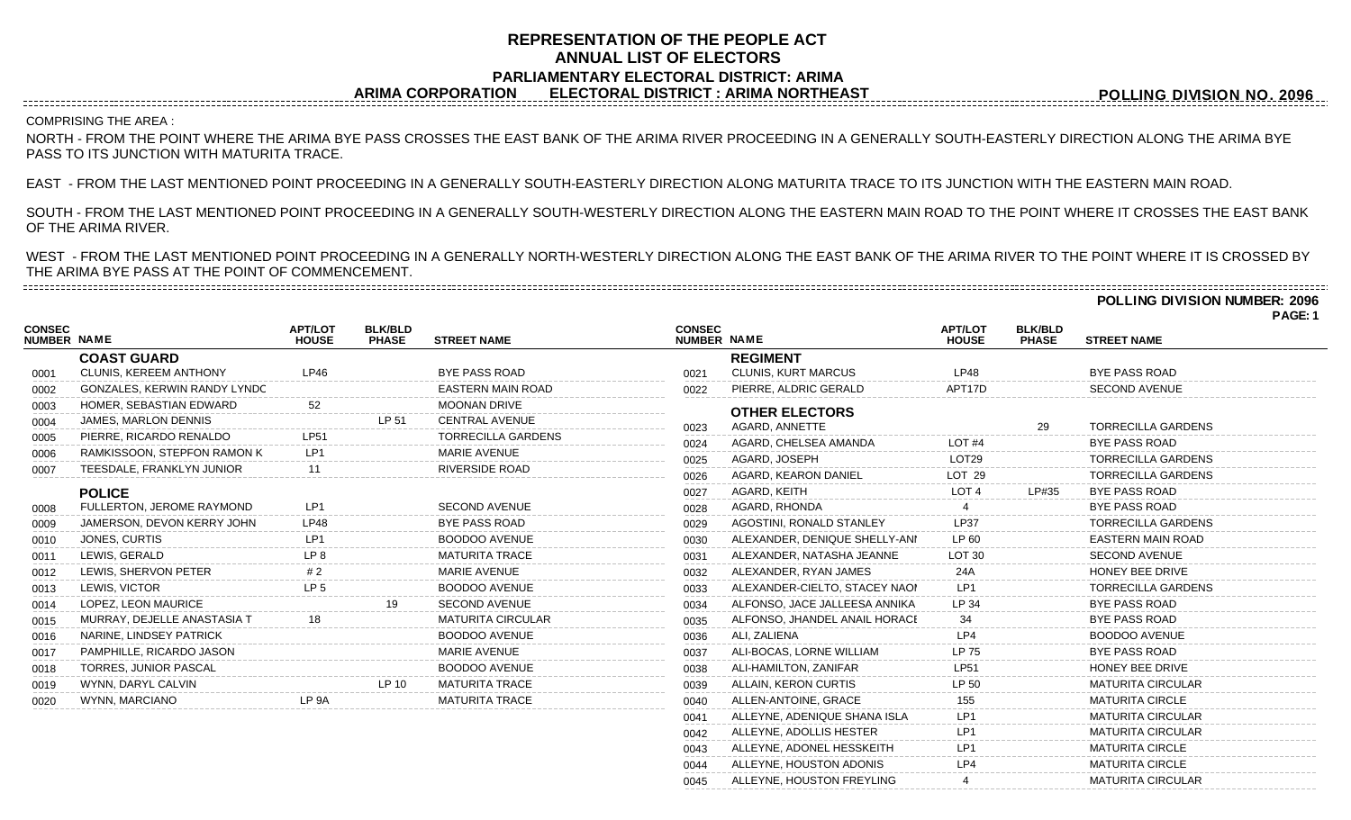# REPRESENTATION OF THE PEOPLE ACT
## ANNUAL LIST OF ELECTORS
### PARLIAMENTARY ELECTORAL DISTRICT: ARIMA
### ARIMA CORPORATION ELECTORAL DISTRICT : ARIMA NORTHEAST

**POLLING DIVISION NO. 2096**

COMPRISING THE AREA :

NORTH - FROM THE POINT WHERE THE ARIMA BYE PASS CROSSES THE EAST BANK OF THE ARIMA RIVER PROCEEDING IN A GENERALLY SOUTH-EASTERLY DIRECTION ALONG THE ARIMA BYE PASS TO ITS JUNCTION WITH MATURITA TRACE.

EAST - FROM THE LAST MENTIONED POINT PROCEEDING IN A GENERALLY SOUTH-EASTERLY DIRECTION ALONG MATURITA TRACE TO ITS JUNCTION WITH THE EASTERN MAIN ROAD.

SOUTH - FROM THE LAST MENTIONED POINT PROCEEDING IN A GENERALLY SOUTH-WESTERLY DIRECTION ALONG THE EASTERN MAIN ROAD TO THE POINT WHERE IT CROSSES THE EAST BANK OF THE ARIMA RIVER.

WEST - FROM THE LAST MENTIONED POINT PROCEEDING IN A GENERALLY NORTH-WESTERLY DIRECTION ALONG THE EAST BANK OF THE ARIMA RIVER TO THE POINT WHERE IT IS CROSSED BY THE ARIMA BYE PASS AT THE POINT OF COMMENCEMENT.

**POLLING DIVISION NUMBER: 2096**

**PAGE: 1**

| CONSEC NUMBER | NAME | APT/LOT HOUSE | BLK/BLD PHASE | STREET NAME |
|---|---|---|---|---|
| | **COAST GUARD** | | | |
| 0001 | CLUNIS, KEREEM ANTHONY | LP46 | | BYE PASS ROAD |
| 0002 | GONZALES, KERWIN RANDY LYNDC | | | EASTERN MAIN ROAD |
| 0003 | HOMER, SEBASTIAN EDWARD | 52 | | MOONAN DRIVE |
| 0004 | JAMES, MARLON DENNIS | | LP 51 | CENTRAL AVENUE |
| 0005 | PIERRE, RICARDO RENALDO | LP51 | | TORRECILLA GARDENS |
| 0006 | RAMKISSOON, STEPFON RAMON K | LP1 | | MARIE AVENUE |
| 0007 | TEESDALE, FRANKLYN JUNIOR | 11 | | RIVERSIDE ROAD |
| | **POLICE** | | | |
| 0008 | FULLERTON, JEROME RAYMOND | LP1 | | SECOND AVENUE |
| 0009 | JAMERSON, DEVON KERRY JOHN | LP48 | | BYE PASS ROAD |
| 0010 | JONES, CURTIS | LP1 | | BOODOO AVENUE |
| 0011 | LEWIS, GERALD | LP 8 | | MATURITA TRACE |
| 0012 | LEWIS, SHERVON PETER | # 2 | | MARIE AVENUE |
| 0013 | LEWIS, VICTOR | LP 5 | | BOODOO AVENUE |
| 0014 | LOPEZ, LEON MAURICE | | 19 | SECOND AVENUE |
| 0015 | MURRAY, DEJELLE ANASTASIA T | 18 | | MATURITA CIRCULAR |
| 0016 | NARINE, LINDSEY PATRICK | | | BOODOO AVENUE |
| 0017 | PAMPHILLE, RICARDO JASON | | | MARIE AVENUE |
| 0018 | TORRES, JUNIOR PASCAL | | | BOODOO AVENUE |
| 0019 | WYNN, DARYL CALVIN | | LP 10 | MATURITA TRACE |
| 0020 | WYNN, MARCIANO | LP 9A | | MATURITA TRACE |
| | **REGIMENT** | | | |
| 0021 | CLUNIS, KURT MARCUS | LP48 | | BYE PASS ROAD |
| 0022 | PIERRE, ALDRIC GERALD | APT17D | | SECOND AVENUE |
| | **OTHER ELECTORS** | | | |
| 0023 | AGARD, ANNETTE | | 29 | TORRECILLA GARDENS |
| 0024 | AGARD, CHELSEA AMANDA | LOT #4 | | BYE PASS ROAD |
| 0025 | AGARD, JOSEPH | LOT29 | | TORRECILLA GARDENS |
| 0026 | AGARD, KEARON DANIEL | LOT 29 | | TORRECILLA GARDENS |
| 0027 | AGARD, KEITH | LOT 4 | LP#35 | BYE PASS ROAD |
| 0028 | AGARD, RHONDA | 4 | | BYE PASS ROAD |
| 0029 | AGOSTINI, RONALD STANLEY | LP37 | | TORRECILLA GARDENS |
| 0030 | ALEXANDER, DENIQUE SHELLY-ANI | LP 60 | | EASTERN MAIN ROAD |
| 0031 | ALEXANDER, NATASHA JEANNE | LOT 30 | | SECOND AVENUE |
| 0032 | ALEXANDER, RYAN JAMES | 24A | | HONEY BEE DRIVE |
| 0033 | ALEXANDER-CIELTO, STACEY NAOI | LP1 | | TORRECILLA GARDENS |
| 0034 | ALFONSO, JACE JALLEESA ANNIKA | LP 34 | | BYE PASS ROAD |
| 0035 | ALFONSO, JHANDEL ANAIL HORACE | 34 | | BYE PASS ROAD |
| 0036 | ALI, ZALIENA | LP4 | | BOODOO AVENUE |
| 0037 | ALI-BOCAS, LORNE WILLIAM | LP 75 | | BYE PASS ROAD |
| 0038 | ALI-HAMILTON, ZANIFAR | LP51 | | HONEY BEE DRIVE |
| 0039 | ALLAIN, KERON CURTIS | LP 50 | | MATURITA CIRCULAR |
| 0040 | ALLEN-ANTOINE, GRACE | 155 | | MATURITA CIRCLE |
| 0041 | ALLEYNE, ADENIQUE SHANA ISLA | LP1 | | MATURITA CIRCULAR |
| 0042 | ALLEYNE, ADOLLIS HESTER | LP1 | | MATURITA CIRCULAR |
| 0043 | ALLEYNE, ADONEL HESSKEITH | LP1 | | MATURITA CIRCLE |
| 0044 | ALLEYNE, HOUSTON ADONIS | LP4 | | MATURITA CIRCLE |
| 0045 | ALLEYNE, HOUSTON FREYLING | 4 | | MATURITA CIRCULAR |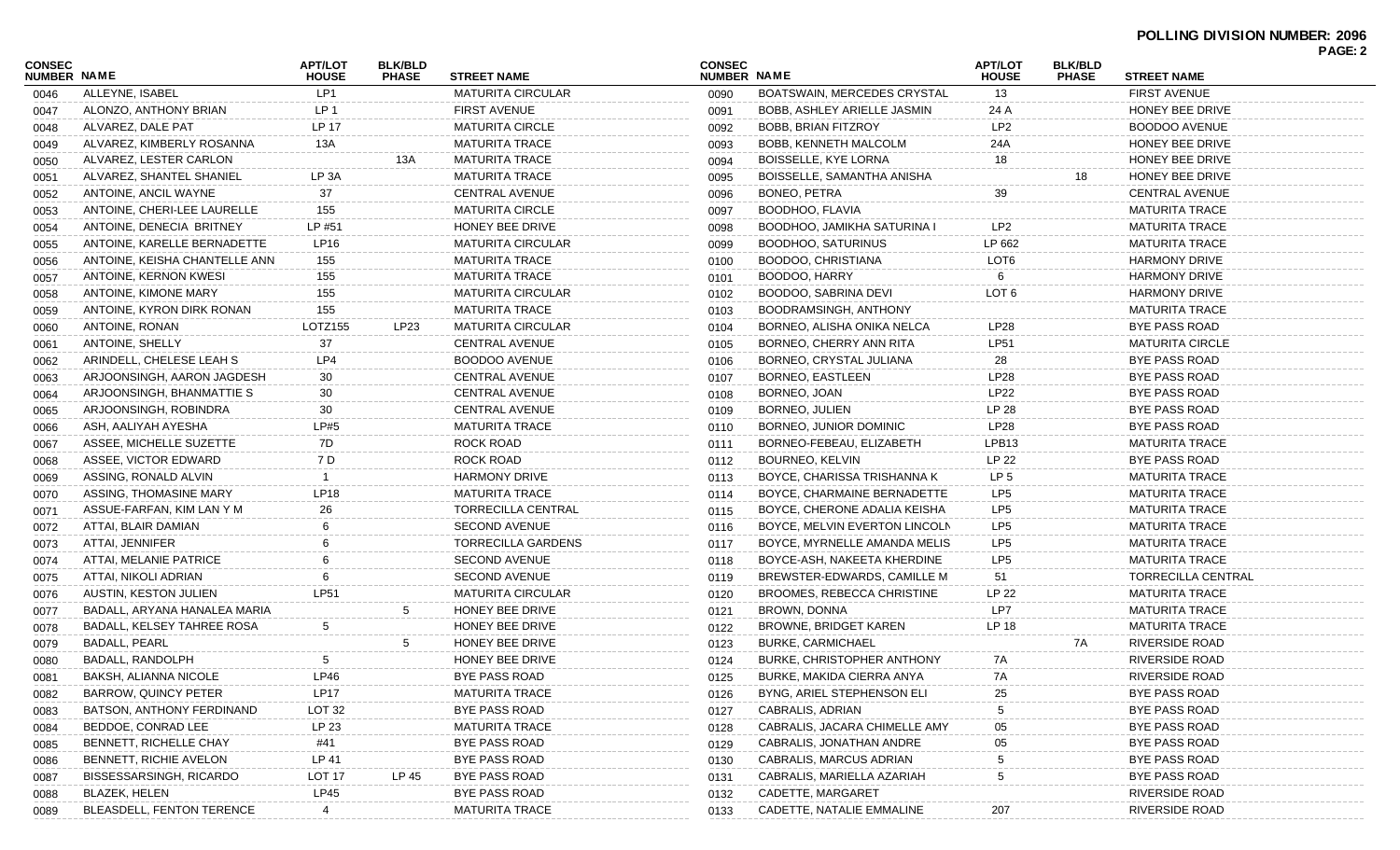**POLLING DIVISION NUMBER: 2096**

| CONSEC NUMBER | NAME | APT/LOT HOUSE | BLK/BLD PHASE | STREET NAME |
|---|---|---|---|---|
| 0046 | ALLEYNE, ISABEL | LP1 | | MATURITA CIRCULAR |
| 0047 | ALONZO, ANTHONY BRIAN | LP 1 | | FIRST AVENUE |
| 0048 | ALVAREZ, DALE PAT | LP 17 | | MATURITA CIRCLE |
| 0049 | ALVAREZ, KIMBERLY ROSANNA | 13A | | MATURITA TRACE |
| 0050 | ALVAREZ, LESTER CARLON | | 13A | MATURITA TRACE |
| 0051 | ALVAREZ, SHANTEL SHANIEL | LP 3A | | MATURITA TRACE |
| 0052 | ANTOINE, ANCIL WAYNE | 37 | | CENTRAL AVENUE |
| 0053 | ANTOINE, CHERI-LEE LAURELLE | 155 | | MATURITA CIRCLE |
| 0054 | ANTOINE, DENECIA BRITNEY | LP #51 | | HONEY BEE DRIVE |
| 0055 | ANTOINE, KARELLE BERNADETTE | LP16 | | MATURITA CIRCULAR |
| 0056 | ANTOINE, KEISHA CHANTELLE ANN | 155 | | MATURITA TRACE |
| 0057 | ANTOINE, KERNON KWESI | 155 | | MATURITA TRACE |
| 0058 | ANTOINE, KIMONE MARY | 155 | | MATURITA CIRCULAR |
| 0059 | ANTOINE, KYRON DIRK RONAN | 155 | | MATURITA TRACE |
| 0060 | ANTOINE, RONAN | LOTZ155 | LP23 | MATURITA CIRCULAR |
| 0061 | ANTOINE, SHELLY | 37 | | CENTRAL AVENUE |
| 0062 | ARINDELL, CHELESE LEAH S | LP4 | | BOODOO AVENUE |
| 0063 | ARJOONSINGH, AARON JAGDESH | 30 | | CENTRAL AVENUE |
| 0064 | ARJOONSINGH, BHANMATTIE S | 30 | | CENTRAL AVENUE |
| 0065 | ARJOONSINGH, ROBINDRA | 30 | | CENTRAL AVENUE |
| 0066 | ASH, AALIYAH AYESHA | LP#5 | | MATURITA TRACE |
| 0067 | ASSEE, MICHELLE SUZETTE | 7D | | ROCK ROAD |
| 0068 | ASSEE, VICTOR EDWARD | 7 D | | ROCK ROAD |
| 0069 | ASSING, RONALD ALVIN | 1 | | HARMONY DRIVE |
| 0070 | ASSING, THOMASINE MARY | LP18 | | MATURITA TRACE |
| 0071 | ASSUE-FARFAN, KIM LAN Y M | 26 | | TORRECILLA CENTRAL |
| 0072 | ATTAI, BLAIR DAMIAN | 6 | | SECOND AVENUE |
| 0073 | ATTAI, JENNIFER | 6 | | TORRECILLA GARDENS |
| 0074 | ATTAI, MELANIE PATRICE | 6 | | SECOND AVENUE |
| 0075 | ATTAI, NIKOLI ADRIAN | 6 | | SECOND AVENUE |
| 0076 | AUSTIN, KESTON JULIEN | LP51 | | MATURITA CIRCULAR |
| 0077 | BADALL, ARYANA HANALEA MARIA | | 5 | HONEY BEE DRIVE |
| 0078 | BADALL, KELSEY TAHREE ROSA | 5 | | HONEY BEE DRIVE |
| 0079 | BADALL, PEARL | | 5 | HONEY BEE DRIVE |
| 0080 | BADALL, RANDOLPH | 5 | | HONEY BEE DRIVE |
| 0081 | BAKSH, ALIANNA NICOLE | LP46 | | BYE PASS ROAD |
| 0082 | BARROW, QUINCY PETER | LP17 | | MATURITA TRACE |
| 0083 | BATSON, ANTHONY FERDINAND | LOT 32 | | BYE PASS ROAD |
| 0084 | BEDDOE, CONRAD LEE | LP 23 | | MATURITA TRACE |
| 0085 | BENNETT, RICHELLE CHAY | #41 | | BYE PASS ROAD |
| 0086 | BENNETT, RICHIE AVELON | LP 41 | | BYE PASS ROAD |
| 0087 | BISSESSARSINGH, RICARDO | LOT 17 | LP 45 | BYE PASS ROAD |
| 0088 | BLAZEK, HELEN | LP45 | | BYE PASS ROAD |
| 0089 | BLEASDELL, FENTON TERENCE | 4 | | MATURITA TRACE |
| 0090 | BOATSWAIN, MERCEDES CRYSTAL | 13 | | FIRST AVENUE |
| 0091 | BOBB, ASHLEY ARIELLE JASMIN | 24 A | | HONEY BEE DRIVE |
| 0092 | BOBB, BRIAN FITZROY | LP2 | | BOODOO AVENUE |
| 0093 | BOBB, KENNETH MALCOLM | 24A | | HONEY BEE DRIVE |
| 0094 | BOISSELLE, KYE LORNA | 18 | | HONEY BEE DRIVE |
| 0095 | BOISSELLE, SAMANTHA ANISHA | | 18 | HONEY BEE DRIVE |
| 0096 | BONEO, PETRA | 39 | | CENTRAL AVENUE |
| 0097 | BOODHOO, FLAVIA | | | MATURITA TRACE |
| 0098 | BOODHOO, JAMIKHA SATURINA I | LP2 | | MATURITA TRACE |
| 0099 | BOODHOO, SATURINUS | LP 662 | | MATURITA TRACE |
| 0100 | BOODOO, CHRISTIANA | LOT6 | | HARMONY DRIVE |
| 0101 | BOODOO, HARRY | 6 | | HARMONY DRIVE |
| 0102 | BOODOO, SABRINA DEVI | LOT 6 | | HARMONY DRIVE |
| 0103 | BOODRAMSINGH, ANTHONY | | | MATURITA TRACE |
| 0104 | BORNEO, ALISHA ONIKA NELCA | LP28 | | BYE PASS ROAD |
| 0105 | BORNEO, CHERRY ANN RITA | LP51 | | MATURITA CIRCLE |
| 0106 | BORNEO, CRYSTAL JULIANA | 28 | | BYE PASS ROAD |
| 0107 | BORNEO, EASTLEEN | LP28 | | BYE PASS ROAD |
| 0108 | BORNEO, JOAN | LP22 | | BYE PASS ROAD |
| 0109 | BORNEO, JULIEN | LP 28 | | BYE PASS ROAD |
| 0110 | BORNEO, JUNIOR DOMINIC | LP28 | | BYE PASS ROAD |
| 0111 | BORNEO-FEBEAU, ELIZABETH | LPB13 | | MATURITA TRACE |
| 0112 | BOURNEO, KELVIN | LP 22 | | BYE PASS ROAD |
| 0113 | BOYCE, CHARISSA TRISHANNA K | LP 5 | | MATURITA TRACE |
| 0114 | BOYCE, CHARMAINE BERNADETTE | LP5 | | MATURITA TRACE |
| 0115 | BOYCE, CHERONE ADALIA KEISHA | LP5 | | MATURITA TRACE |
| 0116 | BOYCE, MELVIN EVERTON LINCOLN | LP5 | | MATURITA TRACE |
| 0117 | BOYCE, MYRNELLE AMANDA MELIS | LP5 | | MATURITA TRACE |
| 0118 | BOYCE-ASH, NAKEETA KHERDINE | LP5 | | MATURITA TRACE |
| 0119 | BREWSTER-EDWARDS, CAMILLE M | 51 | | TORRECILLA CENTRAL |
| 0120 | BROOMES, REBECCA CHRISTINE | LP 22 | | MATURITA TRACE |
| 0121 | BROWN, DONNA | LP7 | | MATURITA TRACE |
| 0122 | BROWNE, BRIDGET KAREN | LP 18 | | MATURITA TRACE |
| 0123 | BURKE, CARMICHAEL | | 7A | RIVERSIDE ROAD |
| 0124 | BURKE, CHRISTOPHER ANTHONY | 7A | | RIVERSIDE ROAD |
| 0125 | BURKE, MAKIDA CIERRA ANYA | 7A | | RIVERSIDE ROAD |
| 0126 | BYNG, ARIEL STEPHENSON ELI | 25 | | BYE PASS ROAD |
| 0127 | CABRALIS, ADRIAN | 5 | | BYE PASS ROAD |
| 0128 | CABRALIS, JACARA CHIMELLE AMY | 05 | | BYE PASS ROAD |
| 0129 | CABRALIS, JONATHAN ANDRE | 05 | | BYE PASS ROAD |
| 0130 | CABRALIS, MARCUS ADRIAN | 5 | | BYE PASS ROAD |
| 0131 | CABRALIS, MARIELLA AZARIAH | 5 | | BYE PASS ROAD |
| 0132 | CADETTE, MARGARET | | | RIVERSIDE ROAD |
| 0133 | CADETTE, NATALIE EMMALINE | 207 | | RIVERSIDE ROAD |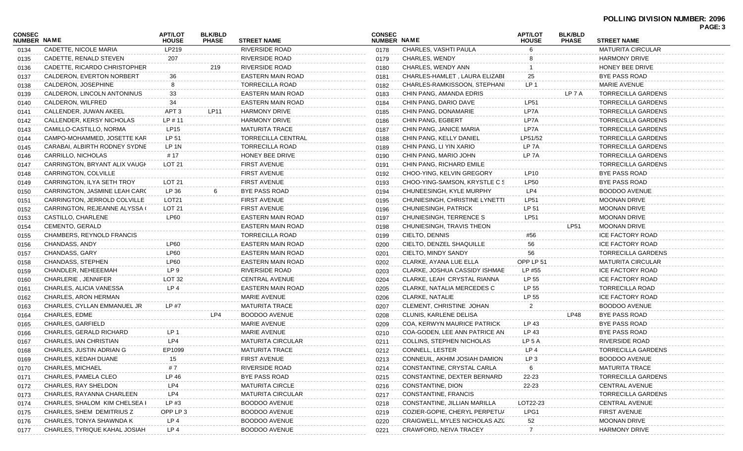**POLLING DIVISION NUMBER: 2096**

| CONSEC NUMBER | NAME | APT/LOT HOUSE | BLK/BLD PHASE | STREET NAME |
|---|---|---|---|---|
| 0134 | CADETTE, NICOLE MARIA | LP219 | | RIVERSIDE ROAD |
| 0135 | CADETTE, RENALD STEVEN | 207 | | RIVERSIDE ROAD |
| 0136 | CADETTE, RICARDO CHRISTOPHER | | 219 | RIVERSIDE ROAD |
| 0137 | CALDERON, EVERTON NORBERT | 36 | | EASTERN MAIN ROAD |
| 0138 | CALDERON, JOSEPHINE | 8 | | TORRECILLA ROAD |
| 0139 | CALDERON, LINCOLN ANTONINUS | 33 | | EASTERN MAIN ROAD |
| 0140 | CALDERON, WILFRED | 34 | | EASTERN MAIN ROAD |
| 0141 | CALLENDER, JUWAN AKEEL | APT 3 | LP11 | HARMONY DRIVE |
| 0142 | CALLENDER, KERSY NICHOLAS | LP # 11 | | HARMONY DRIVE |
| 0143 | CAMILLO-CASTILLO, NORMA | LP15 | | MATURITA TRACE |
| 0144 | CAMPO-MOHAMMED, JOSETTE KAR | LP 51 | | TORRECILLA CENTRAL |
| 0145 | CARABAI, ALBIRTH RODNEY SYDNE | LP 1N | | TORRECILLA ROAD |
| 0146 | CARRILLO, NICHOLAS | # 17 | | HONEY BEE DRIVE |
| 0147 | CARRINGTON, BRYANT ALIX VAUGH | LOT 21 | | FIRST AVENUE |
| 0148 | CARRINGTON, COLVILLE | | | FIRST AVENUE |
| 0149 | CARRINGTON, ILYA SETH TROY | LOT 21 | | FIRST AVENUE |
| 0150 | CARRINGTON, JASMINE LEAH CARC | LP 36 | 6 | BYE PASS ROAD |
| 0151 | CARRINGTON, JERROLD COLVILLE | LOT21 | | FIRST AVENUE |
| 0152 | CARRINGTON, REJEANNE ALYSSA ( | LOT 21 | | FIRST AVENUE |
| 0153 | CASTILLO, CHARLENE | LP60 | | EASTERN MAIN ROAD |
| 0154 | CEMENTO, GERALD | | | EASTERN MAIN ROAD |
| 0155 | CHAMBERS, REYNOLD FRANCIS | | | TORRECILLA ROAD |
| 0156 | CHANDASS, ANDY | LP60 | | EASTERN MAIN ROAD |
| 0157 | CHANDASS, GARY | LP60 | | EASTERN MAIN ROAD |
| 0158 | CHANDASS, STEPHEN | LP60 | | EASTERN MAIN ROAD |
| 0159 | CHANDLER, NEHEEEMAH | LP 9 | | RIVERSIDE ROAD |
| 0160 | CHARLERIE , JENNIFER | LOT 32 | | CENTRAL AVENUE |
| 0161 | CHARLES, ALICIA VANESSA | LP 4 | | EASTERN MAIN ROAD |
| 0162 | CHARLES, ARON HERMAN | | | MARIE AVENUE |
| 0163 | CHARLES, CYLLAN EMMANUEL JR | LP #7 | | MATURITA TRACE |
| 0164 | CHARLES, EDME | | LP4 | BOODOO AVENUE |
| 0165 | CHARLES, GARFIELD | | | MARIE AVENUE |
| 0166 | CHARLES, GERALD RICHARD | LP 1 | | MARIE AVENUE |
| 0167 | CHARLES, IAN CHRISTIAN | LP4 | | MATURITA CIRCULAR |
| 0168 | CHARLES, JUSTIN ADRIAN G | EP1099 | | MATURITA TRACE |
| 0169 | CHARLES, KEDAH DUANE | 15 | | FIRST AVENUE |
| 0170 | CHARLES, MICHAEL | # 7 | | RIVERSIDE ROAD |
| 0171 | CHARLES, PAMELA CLEO | LP 46 | | BYE PASS ROAD |
| 0172 | CHARLES, RAY SHELDON | LP4 | | MATURITA CIRCLE |
| 0173 | CHARLES, RAYANNA CHARLEEN | LP4 | | MATURITA CIRCULAR |
| 0174 | CHARLES, SHALOM KIM CHELSEA I | LP #3 | | BOODOO AVENUE |
| 0175 | CHARLES, SHEM DEMITRIUS Z | OPP LP 3 | | BOODOO AVENUE |
| 0176 | CHARLES, TONYA SHAWNDA K | LP 4 | | BOODOO AVENUE |
| 0177 | CHARLES, TYRIQUE KAHAL JOSIAH | LP 4 | | BOODOO AVENUE |
| 0178 | CHARLES, VASHTI PAULA | 6 | | MATURITA CIRCULAR |
| 0179 | CHARLES, WENDY | 8 | | HARMONY DRIVE |
| 0180 | CHARLES, WENDY ANN | 1 | | HONEY BEE DRIVE |
| 0181 | CHARLES-HAMLET , LAURA ELIZABI | 25 | | BYE PASS ROAD |
| 0182 | CHARLES-RAMKISSOON, STEPHANI | LP 1 | | MARIE AVENUE |
| 0183 | CHIN PANG, AMANDA EDRIS | | LP 7 A | TORRECILLA GARDENS |
| 0184 | CHIN PANG, DARIO DAVE | LP51 | | TORRECILLA GARDENS |
| 0185 | CHIN PANG, DONAMARIE | LP7A | | TORRECILLA GARDENS |
| 0186 | CHIN PANG, EGBERT | LP7A | | TORRECILLA GARDENS |
| 0187 | CHIN PANG, JANICE MARIA | LP7A | | TORRECILLA GARDENS |
| 0188 | CHIN PANG, KELLY DANIEL | LP51/52 | | TORRECILLA GARDENS |
| 0189 | CHIN PANG, LI YIN XARIO | LP 7A | | TORRECILLA GARDENS |
| 0190 | CHIN PANG, MARIO JOHN | LP 7A | | TORRECILLA GARDENS |
| 0191 | CHIN PANG, RICHARD EMILE | | | TORRECILLA GARDENS |
| 0192 | CHOO-YING, KELVIN GREGORY | LP10 | | BYE PASS ROAD |
| 0193 | CHOO-YING-SAMSON, KRYSTLE C S | LP50 | | BYE PASS ROAD |
| 0194 | CHUNEESINGH, KYLE MURPHY | LP4 | | BOODOO AVENUE |
| 0195 | CHUNIESINGH, CHRISTINE LYNETTI | LP51 | | MOONAN DRIVE |
| 0196 | CHUNIESINGH, PATRICK | LP 51 | | MOONAN DRIVE |
| 0197 | CHUNIESINGH, TERRENCE S | LP51 | | MOONAN DRIVE |
| 0198 | CHUNIESINGH, TRAVIS THEON | | LP51 | MOONAN DRIVE |
| 0199 | CIELTO, DENNIS | #56 | | ICE FACTORY ROAD |
| 0200 | CIELTO, DENZEL SHAQUILLE | 56 | | ICE FACTORY ROAD |
| 0201 | CIELTO, MINDY SANDY | 56 | | TORRECILLA GARDENS |
| 0202 | CLARKE, AYANA LUE ELLA | OPP LP 51 | | MATURITA CIRCULAR |
| 0203 | CLARKE, JOSHUA CASSIDY ISHMAE | LP #55 | | ICE FACTORY ROAD |
| 0204 | CLARKE, LEAH CRYSTAL RIANNA | LP 55 | | ICE FACTORY ROAD |
| 0205 | CLARKE, NATALIA MERCEDES C | LP 55 | | TORRECILLA ROAD |
| 0206 | CLARKE, NATALIE | LP 55 | | ICE FACTORY ROAD |
| 0207 | CLEMENT, CHRISTINE JOHAN | 2 | | BOODOO AVENUE |
| 0208 | CLUNIS, KARLENE DELISA | | LP48 | BYE PASS ROAD |
| 0209 | COA, KERWYN MAURICE PATRICK | LP 43 | | BYE PASS ROAD |
| 0210 | COA-GODEN, LEE ANN PATRICE AN | LP 43 | | BYE PASS ROAD |
| 0211 | COLLINS, STEPHEN NICHOLAS | LP 5 A | | RIVERSIDE ROAD |
| 0212 | CONNELL, LESTER | LP 4 | | TORRECILLA GARDENS |
| 0213 | CONNEUIL, AKHIM JOSIAH DAMION | LP 3 | | BOODOO AVENUE |
| 0214 | CONSTANTINE, CRYSTAL CARLA | 6 | | MATURITA TRACE |
| 0215 | CONSTANTINE, DEXTER BERNARD | 22-23 | | TORRECILLA GARDENS |
| 0216 | CONSTANTINE, DION | 22-23 | | CENTRAL AVENUE |
| 0217 | CONSTANTINE, FRANCIS | | | TORRECILLA GARDENS |
| 0218 | CONSTANTINE, JILLIAN MARILLA | LOT22-23 | | CENTRAL AVENUE |
| 0219 | COZIER-GOPIE, CHERYL PERPETU/ | LPG1 | | FIRST AVENUE |
| 0220 | CRAIGWELL, MYLES NICHOLAS AZI/ | 52 | | MOONAN DRIVE |
| 0221 | CRAWFORD, NEIVA TRACEY | 7 | | HARMONY DRIVE |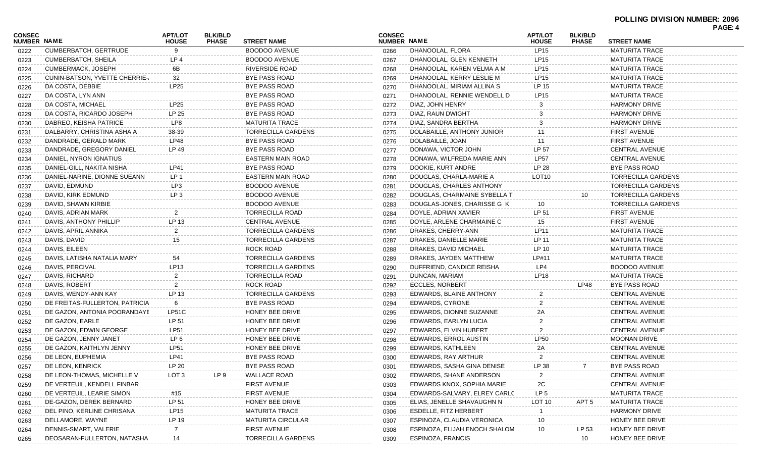**POLLING DIVISION NUMBER: 2096**

| CONSEC NUMBER | NAME | APT/LOT HOUSE | BLK/BLD PHASE | STREET NAME |
|---|---|---|---|---|
| 0222 | CUMBERBATCH, GERTRUDE | 9 | | BOODOO AVENUE |
| 0223 | CUMBERBATCH, SHEILA | LP 4 | | BOODOO AVENUE |
| 0224 | CUMBERMACK, JOSEPH | 6B | | RIVERSIDE ROAD |
| 0225 | CUNIN-BATSON, YVETTE CHERRIE-A | 32 | | BYE PASS ROAD |
| 0226 | DA COSTA, DEBBIE | LP25 | | BYE PASS ROAD |
| 0227 | DA COSTA, LYN ANN | | | BYE PASS ROAD |
| 0228 | DA COSTA, MICHAEL | LP25 | | BYE PASS ROAD |
| 0229 | DA COSTA, RICARDO JOSEPH | LP 25 | | BYE PASS ROAD |
| 0230 | DABREO, KEISHA PATRICE | LP8 | | MATURITA TRACE |
| 0231 | DALBARRY, CHRISTINA ASHA A | 38-39 | | TORRECILLA GARDENS |
| 0232 | DANDRADE, GERALD MARK | LP48 | | BYE PASS ROAD |
| 0233 | DANDRADE, GREGORY DANIEL | LP 49 | | BYE PASS ROAD |
| 0234 | DANIEL, NYRON IGNATIUS | | | EASTERN MAIN ROAD |
| 0235 | DANIEL-GILL, NAKITA NISHA | LP41 | | BYE PASS ROAD |
| 0236 | DANIEL-NARINE, DIONNE SUEANN | LP 1 | | EASTERN MAIN ROAD |
| 0237 | DAVID, EDMUND | LP3 | | BOODOO AVENUE |
| 0238 | DAVID, KIRK EDMUND | LP 3 | | BOODOO AVENUE |
| 0239 | DAVID, SHAWN KIRBIE | | | BOODOO AVENUE |
| 0240 | DAVIS, ADRIAN MARK | 2 | | TORRECILLA ROAD |
| 0241 | DAVIS, ANTHONY PHILLIP | LP 13 | | CENTRAL AVENUE |
| 0242 | DAVIS, APRIL ANNIKA | 2 | | TORRECILLA GARDENS |
| 0243 | DAVIS, DAVID | 15 | | TORRECILLA GARDENS |
| 0244 | DAVIS, EILEEN | | | ROCK ROAD |
| 0245 | DAVIS, LATISHA NATALIA MARY | 54 | | TORRECILLA GARDENS |
| 0246 | DAVIS, PERCIVAL | LP13 | | TORRECILLA GARDENS |
| 0247 | DAVIS, RICHARD | 2 | | TORRECILLA ROAD |
| 0248 | DAVIS, ROBERT | 2 | | ROCK ROAD |
| 0249 | DAVIS, WENDY-ANN KAY | LP 13 | | TORRECILLA GARDENS |
| 0250 | DE FREITAS-FULLERTON, PATRICIA | 6 | | BYE PASS ROAD |
| 0251 | DE GAZON, ANTONIA POORANDAYE | LP51C | | HONEY BEE DRIVE |
| 0252 | DE GAZON, EARLE | LP 51 | | HONEY BEE DRIVE |
| 0253 | DE GAZON, EDWIN GEORGE | LP51 | | HONEY BEE DRIVE |
| 0254 | DE GAZON, JENNY JANET | LP 6 | | HONEY BEE DRIVE |
| 0255 | DE GAZON, KAITHLYN JENNY | LP51 | | HONEY BEE DRIVE |
| 0256 | DE LEON, EUPHEMIA | LP41 | | BYE PASS ROAD |
| 0257 | DE LEON, KENRICK | LP 20 | | BYE PASS ROAD |
| 0258 | DE LEON-THOMAS, MICHELLE V | LOT 3 | LP 9 | WALLACE ROAD |
| 0259 | DE VERTEUIL, KENDELL FINBAR | | | FIRST AVENUE |
| 0260 | DE VERTEUIL, LEARIE SIMON | #15 | | FIRST AVENUE |
| 0261 | DE-GAZON, DEREK BERNARD | LP 51 | | HONEY BEE DRIVE |
| 0262 | DEL PINO, KERLINE CHRISANA | LP15 | | MATURITA TRACE |
| 0263 | DELLAMORE, WAYNE | LP 19 | | MATURITA CIRCULAR |
| 0264 | DENNIS-SMART, VALERIE | 7 | | FIRST AVENUE |
| 0265 | DEOSARAN-FULLERTON, NATASHA | 14 | | TORRECILLA GARDENS |
| 0266 | DHANOOLAL, FLORA | LP15 | | MATURITA TRACE |
| 0267 | DHANOOLAL, GLEN KENNETH | LP15 | | MATURITA TRACE |
| 0268 | DHANOOLAL, KAREN VELMA A M | LP15 | | MATURITA TRACE |
| 0269 | DHANOOLAL, KERRY LESLIE M | LP15 | | MATURITA TRACE |
| 0270 | DHANOOLAL, MIRIAM ALLINA S | LP 15 | | MATURITA TRACE |
| 0271 | DHANOOLAL, RENNIE WENDELL D | LP15 | | MATURITA TRACE |
| 0272 | DIAZ, JOHN HENRY | 3 | | HARMONY DRIVE |
| 0273 | DIAZ, RAUN DWIGHT | 3 | | HARMONY DRIVE |
| 0274 | DIAZ, SANDRA BERTHA | 3 | | HARMONY DRIVE |
| 0275 | DOLABAILLE, ANTHONY JUNIOR | 11 | | FIRST AVENUE |
| 0276 | DOLABAILLE, JOAN | 11 | | FIRST AVENUE |
| 0277 | DONAWA, VICTOR JOHN | LP 57 | | CENTRAL AVENUE |
| 0278 | DONAWA, WILFREDA MARIE ANN | LP57 | | CENTRAL AVENUE |
| 0279 | DOOKIE, KURT ANDRE | LP 28 | | BYE PASS ROAD |
| 0280 | DOUGLAS, CHARLA-MARIE A | LOT10 | | TORRECILLA GARDENS |
| 0281 | DOUGLAS, CHARLES ANTHONY | | | TORRECILLA GARDENS |
| 0282 | DOUGLAS, CHARMAINE SYBELLA T | | 10 | TORRECILLA GARDENS |
| 0283 | DOUGLAS-JONES, CHARISSE G K | 10 | | TORRECILLA GARDENS |
| 0284 | DOYLE, ADRIAN XAVIER | LP 51 | | FIRST AVENUE |
| 0285 | DOYLE, ARLENE CHARMAINE C | 15 | | FIRST AVENUE |
| 0286 | DRAKES, CHERRY-ANN | LP11 | | MATURITA TRACE |
| 0287 | DRAKES, DANIELLE MARIE | LP 11 | | MATURITA TRACE |
| 0288 | DRAKES, DAVID MICHAEL | LP 10 | | MATURITA TRACE |
| 0289 | DRAKES, JAYDEN MATTHEW | LP#11 | | MATURITA TRACE |
| 0290 | DUFFRIEND, CANDICE REISHA | LP4 | | BOODOO AVENUE |
| 0291 | DUNCAN, MARIAM | LP18 | | MATURITA TRACE |
| 0292 | ECCLES, NORBERT | | LP48 | BYE PASS ROAD |
| 0293 | EDWARDS, BLAINE ANTHONY | 2 | | CENTRAL AVENUE |
| 0294 | EDWARDS, CYRONE | 2 | | CENTRAL AVENUE |
| 0295 | EDWARDS, DIONNE SUZANNE | 2A | | CENTRAL AVENUE |
| 0296 | EDWARDS, EARLYN LUCIA | 2 | | CENTRAL AVENUE |
| 0297 | EDWARDS, ELVIN HUBERT | 2 | | CENTRAL AVENUE |
| 0298 | EDWARDS, ERROL AUSTIN | LP50 | | MOONAN DRIVE |
| 0299 | EDWARDS, KATHLEEN | 2A | | CENTRAL AVENUE |
| 0300 | EDWARDS, RAY ARTHUR | 2 | | CENTRAL AVENUE |
| 0301 | EDWARDS, SASHA GINA DENISE | LP 38 | 7 | BYE PASS ROAD |
| 0302 | EDWARDS, SHANE ANDERSON | 2 | | CENTRAL AVENUE |
| 0303 | EDWARDS KNOX, SOPHIA MARIE | 2C | | CENTRAL AVENUE |
| 0304 | EDWARDS-SALVARY, ELREY CARLO | LP 5 | | MATURITA TRACE |
| 0305 | ELIAS, JENELLE SHAVAUGHN N | LOT 10 | APT 5 | MATURITA TRACE |
| 0306 | ESDELLE, FITZ HERBERT | 1 | | HARMONY DRIVE |
| 0307 | ESPINOZA, CLAUDIA VERONICA | 10 | | HONEY BEE DRIVE |
| 0308 | ESPINOZA, ELIJAH ENOCH SHALOM | 10 | LP 53 | HONEY BEE DRIVE |
| 0309 | ESPINOZA, FRANCIS | | 10 | HONEY BEE DRIVE |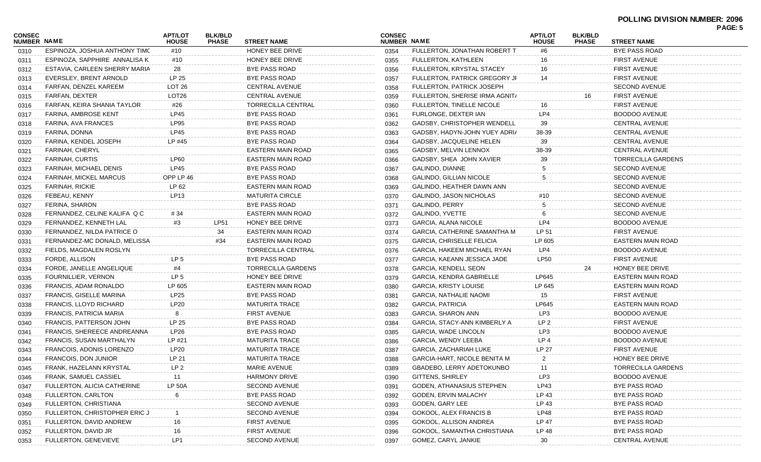**POLLING DIVISION NUMBER: 2096**

| CONSEC NUMBER | NAME | APT/LOT HOUSE | BLK/BLD PHASE | STREET NAME |
|---|---|---|---|---|
| 0310 | ESPINOZA, JOSHUA ANTHONY TIMC | #10 | | HONEY BEE DRIVE |
| 0311 | ESPINOZA, SAPPHIRE ANNALISA K | #10 | | HONEY BEE DRIVE |
| 0312 | ESTAVIA, CARLEEN SHERRY MARIA | 28 | | BYE PASS ROAD |
| 0313 | EVERSLEY, BRENT ARNOLD | LP 25 | | BYE PASS ROAD |
| 0314 | FARFAN, DENZEL KAREEM | LOT 26 | | CENTRAL AVENUE |
| 0315 | FARFAN, DEXTER | LOT26 | | CENTRAL AVENUE |
| 0316 | FARFAN, KEIRA SHANIA TAYLOR | #26 | | TORRECILLA CENTRAL |
| 0317 | FARINA, AMBROSE KENT | LP45 | | BYE PASS ROAD |
| 0318 | FARINA, AVA FRANCES | LP95 | | BYE PASS ROAD |
| 0319 | FARINA, DONNA | LP45 | | BYE PASS ROAD |
| 0320 | FARINA, KENDEL JOSEPH | LP #45 | | BYE PASS ROAD |
| 0321 | FARINAH, CHERYL | | | EASTERN MAIN ROAD |
| 0322 | FARINAH, CURTIS | LP60 | | EASTERN MAIN ROAD |
| 0323 | FARINAH, MICHAEL DENIS | LP45 | | BYE PASS ROAD |
| 0324 | FARINAH, MICKEL MARCUS | OPP LP 46 | | BYE PASS ROAD |
| 0325 | FARINAH, RICKIE | LP 62 | | EASTERN MAIN ROAD |
| 0326 | FEBEAU, KENNY | LP13 | | MATURITA CIRCLE |
| 0327 | FERINA, SHARON | | | BYE PASS ROAD |
| 0328 | FERNANDEZ, CELINE KALIFA Q C | # 34 | | EASTERN MAIN ROAD |
| 0329 | FERNANDEZ, KENNETH LAL | #3 | LP51 | HONEY BEE DRIVE |
| 0330 | FERNANDEZ, NILDA PATRICE O | | 34 | EASTERN MAIN ROAD |
| 0331 | FERNANDEZ-MC DONALD, MELISSA | | #34 | EASTERN MAIN ROAD |
| 0332 | FIELDS, MAGDALEN ROSLYN | | | TORRECILLA CENTRAL |
| 0333 | FORDE, ALLISON | LP 5 | | BYE PASS ROAD |
| 0334 | FORDE, JANELLE ANGELIQUE | #4 | | TORRECILLA GARDENS |
| 0335 | FOURNILLIER, VERNON | LP 5 | | HONEY BEE DRIVE |
| 0336 | FRANCIS, ADAM RONALDO | LP 605 | | EASTERN MAIN ROAD |
| 0337 | FRANCIS, GISELLE MARINA | LP25 | | BYE PASS ROAD |
| 0338 | FRANCIS, LLOYD RICHARD | LP20 | | MATURITA TRACE |
| 0339 | FRANCIS, PATRICIA MARIA | 8 | | FIRST AVENUE |
| 0340 | FRANCIS, PATTERSON JOHN | LP 25 | | BYE PASS ROAD |
| 0341 | FRANCIS, SHEREECE ANDREANNA | LP26 | | BYE PASS ROAD |
| 0342 | FRANCIS, SUSAN MARTHALYN | LP #21 | | MATURITA TRACE |
| 0343 | FRANCOIS, ADONIS LORENZO | LP20 | | MATURITA TRACE |
| 0344 | FRANCOIS, DON JUNIOR | LP 21 | | MATURITA TRACE |
| 0345 | FRANK, HAZELANN KRYSTAL | LP 2 | | MARIE AVENUE |
| 0346 | FRANK, SAMUEL CASSIEL | 11 | | HARMONY DRIVE |
| 0347 | FULLERTON, ALICIA CATHERINE | LP 50A | | SECOND AVENUE |
| 0348 | FULLERTON, CARLTON | 6 | | BYE PASS ROAD |
| 0349 | FULLERTON, CHRISTIANA | | | SECOND AVENUE |
| 0350 | FULLERTON, CHRISTOPHER ERIC J | 1 | | SECOND AVENUE |
| 0351 | FULLERTON, DAVID ANDREW | 16 | | FIRST AVENUE |
| 0352 | FULLERTON, DAVID JR | 16 | | FIRST AVENUE |
| 0353 | FULLERTON, GENEVIEVE | LP1 | | SECOND AVENUE |
| 0354 | FULLERTON, JONATHAN ROBERT T | #6 | | BYE PASS ROAD |
| 0355 | FULLERTON, KATHLEEN | 16 | | FIRST AVENUE |
| 0356 | FULLERTON, KRYSTAL STACEY | 16 | | FIRST AVENUE |
| 0357 | FULLERTON, PATRICK GREGORY JI | 14 | | FIRST AVENUE |
| 0358 | FULLERTON, PATRICK JOSEPH | | | SECOND AVENUE |
| 0359 | FULLERTON, SHERISE IRMA AGNIT/ | | 16 | FIRST AVENUE |
| 0360 | FULLERTON, TINELLE NICOLE | 16 | | FIRST AVENUE |
| 0361 | FURLONGE, DEXTER IAN | LP4 | | BOODOO AVENUE |
| 0362 | GADSBY, CHRISTOPHER WENDELL | 39 | | CENTRAL AVENUE |
| 0363 | GADSBY, HADYN-JOHN YUEY ADRI/ | 38-39 | | CENTRAL AVENUE |
| 0364 | GADSBY, JACQUELINE HELEN | 39 | | CENTRAL AVENUE |
| 0365 | GADSBY, MELVIN LENNOX | 38-39 | | CENTRAL AVENUE |
| 0366 | GADSBY, SHEA JOHN XAVIER | 39 | | TORRECILLA GARDENS |
| 0367 | GALINDO, DIANNE | 5 | | SECOND AVENUE |
| 0368 | GALINDO, GILLIAN NICOLE | 5 | | SECOND AVENUE |
| 0369 | GALINDO, HEATHER DAWN ANN | | | SECOND AVENUE |
| 0370 | GALINDO, JASON NICHOLAS | #10 | | SECOND AVENUE |
| 0371 | GALINDO, PERRY | 5 | | SECOND AVENUE |
| 0372 | GALINDO, YVETTE | 6 | | SECOND AVENUE |
| 0373 | GARCIA, ALANA NICOLE | LP4 | | BOODOO AVENUE |
| 0374 | GARCIA, CATHERINE SAMANTHA M | LP 51 | | FIRST AVENUE |
| 0375 | GARCIA, CHRISELLE FELICIA | LP 605 | | EASTERN MAIN ROAD |
| 0376 | GARCIA, HAKEEM MICHAEL RYAN | LP4 | | BOODOO AVENUE |
| 0377 | GARCIA, KAEANN JESSICA JADE | LP50 | | FIRST AVENUE |
| 0378 | GARCIA, KENDELL SEON | | 24 | HONEY BEE DRIVE |
| 0379 | GARCIA, KENDRA GABRIELLE | LP645 | | EASTERN MAIN ROAD |
| 0380 | GARCIA, KRISTY LOUISE | LP 645 | | EASTERN MAIN ROAD |
| 0381 | GARCIA, NATHALIE NAOMI | 15 | | FIRST AVENUE |
| 0382 | GARCIA, PATRICIA | LP645 | | EASTERN MAIN ROAD |
| 0383 | GARCIA, SHARON ANN | LP3 | | BOODOO AVENUE |
| 0384 | GARCIA, STACY-ANN KIMBERLY A | LP 2 | | FIRST AVENUE |
| 0385 | GARCIA, WADE LINCOLN | LP3 | | BOODOO AVENUE |
| 0386 | GARCIA, WENDY LEEBA | LP 4 | | BOODOO AVENUE |
| 0387 | GARCIA, ZACHARIAH LUKE | LP 27 | | FIRST AVENUE |
| 0388 | GARCIA-HART, NICOLE BENITA M | 2 | | HONEY BEE DRIVE |
| 0389 | GBADEBO, LERRY ADETOKUNBO | 11 | | TORRECILLA GARDENS |
| 0390 | GITTENS, SHIRLEY | LP3 | | BOODOO AVENUE |
| 0391 | GODEN, ATHANASIUS STEPHEN | LP43 | | BYE PASS ROAD |
| 0392 | GODEN, ERVIN MALACHY | LP 43 | | BYE PASS ROAD |
| 0393 | GODEN, GARY LEE | LP 43 | | BYE PASS ROAD |
| 0394 | GOKOOL, ALEX FRANCIS B | LP48 | | BYE PASS ROAD |
| 0395 | GOKOOL, ALLISON ANDREA | LP 47 | | BYE PASS ROAD |
| 0396 | GOKOOL, SAMANTHA CHRISTIANA | LP 48 | | BYE PASS ROAD |
| 0397 | GOMEZ, CARYL JANKIE | 30 | | CENTRAL AVENUE |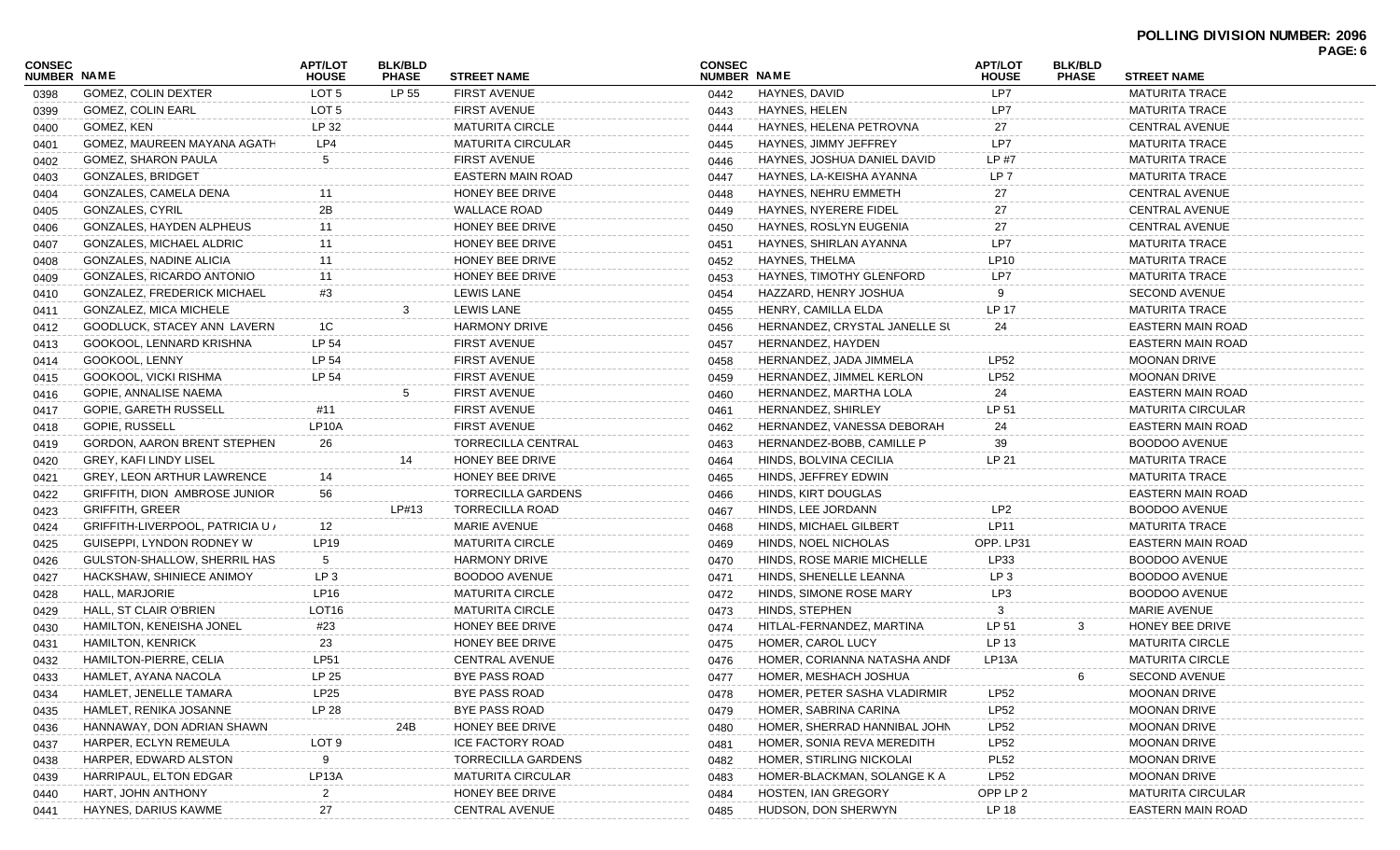**POLLING DIVISION NUMBER: 2096**

| CONSEC NUMBER | NAME | APT/LOT HOUSE | BLK/BLD PHASE | STREET NAME |
|---|---|---|---|---|
| 0398 | GOMEZ, COLIN DEXTER | LOT 5 | LP 55 | FIRST AVENUE |
| 0399 | GOMEZ, COLIN EARL | LOT 5 | | FIRST AVENUE |
| 0400 | GOMEZ, KEN | LP 32 | | MATURITA CIRCLE |
| 0401 | GOMEZ, MAUREEN MAYANA AGATH | LP4 | | MATURITA CIRCULAR |
| 0402 | GOMEZ, SHARON PAULA | 5 | | FIRST AVENUE |
| 0403 | GONZALES, BRIDGET | | | EASTERN MAIN ROAD |
| 0404 | GONZALES, CAMELA DENA | 11 | | HONEY BEE DRIVE |
| 0405 | GONZALES, CYRIL | 2B | | WALLACE ROAD |
| 0406 | GONZALES, HAYDEN ALPHEUS | 11 | | HONEY BEE DRIVE |
| 0407 | GONZALES, MICHAEL ALDRIC | 11 | | HONEY BEE DRIVE |
| 0408 | GONZALES, NADINE ALICIA | 11 | | HONEY BEE DRIVE |
| 0409 | GONZALES, RICARDO ANTONIO | 11 | | HONEY BEE DRIVE |
| 0410 | GONZALEZ, FREDERICK MICHAEL | #3 | | LEWIS LANE |
| 0411 | GONZALEZ, MICA MICHELE | | 3 | LEWIS LANE |
| 0412 | GOODLUCK, STACEY ANN LAVERN | 1C | | HARMONY DRIVE |
| 0413 | GOOKOOL, LENNARD KRISHNA | LP 54 | | FIRST AVENUE |
| 0414 | GOOKOOL, LENNY | LP 54 | | FIRST AVENUE |
| 0415 | GOOKOOL, VICKI RISHMA | LP 54 | | FIRST AVENUE |
| 0416 | GOPIE, ANNALISE NAEMA | | 5 | FIRST AVENUE |
| 0417 | GOPIE, GARETH RUSSELL | #11 | | FIRST AVENUE |
| 0418 | GOPIE, RUSSELL | LP10A | | FIRST AVENUE |
| 0419 | GORDON, AARON BRENT STEPHEN | 26 | | TORRECILLA CENTRAL |
| 0420 | GREY, KAFI LINDY LISEL | | 14 | HONEY BEE DRIVE |
| 0421 | GREY, LEON ARTHUR LAWRENCE | 14 | | HONEY BEE DRIVE |
| 0422 | GRIFFITH, DION AMBROSE JUNIOR | 56 | | TORRECILLA GARDENS |
| 0423 | GRIFFITH, GREER | | LP#13 | TORRECILLA ROAD |
| 0424 | GRIFFITH-LIVERPOOL, PATRICIA U / | 12 | | MARIE AVENUE |
| 0425 | GUISEPPI, LYNDON RODNEY W | LP19 | | MATURITA CIRCLE |
| 0426 | GULSTON-SHALLOW, SHERRIL HAS | 5 | | HARMONY DRIVE |
| 0427 | HACKSHAW, SHINIECE ANIMOY | LP 3 | | BOODOO AVENUE |
| 0428 | HALL, MARJORIE | LP16 | | MATURITA CIRCLE |
| 0429 | HALL, ST CLAIR O'BRIEN | LOT16 | | MATURITA CIRCLE |
| 0430 | HAMILTON, KENEISHA JONEL | #23 | | HONEY BEE DRIVE |
| 0431 | HAMILTON, KENRICK | 23 | | HONEY BEE DRIVE |
| 0432 | HAMILTON-PIERRE, CELIA | LP51 | | CENTRAL AVENUE |
| 0433 | HAMLET, AYANA NACOLA | LP 25 | | BYE PASS ROAD |
| 0434 | HAMLET, JENELLE TAMARA | LP25 | | BYE PASS ROAD |
| 0435 | HAMLET, RENIKA JOSANNE | LP 28 | | BYE PASS ROAD |
| 0436 | HANNAWAY, DON ADRIAN SHAWN | | 24B | HONEY BEE DRIVE |
| 0437 | HARPER, ECLYN REMEULA | LOT 9 | | ICE FACTORY ROAD |
| 0438 | HARPER, EDWARD ALSTON | 9 | | TORRECILLA GARDENS |
| 0439 | HARRIPAUL, ELTON EDGAR | LP13A | | MATURITA CIRCULAR |
| 0440 | HART, JOHN ANTHONY | 2 | | HONEY BEE DRIVE |
| 0441 | HAYNES, DARIUS KAWME | 27 | | CENTRAL AVENUE |
| 0442 | HAYNES, DAVID | LP7 | | MATURITA TRACE |
| 0443 | HAYNES, HELEN | LP7 | | MATURITA TRACE |
| 0444 | HAYNES, HELENA PETROVNA | 27 | | CENTRAL AVENUE |
| 0445 | HAYNES, JIMMY JEFFREY | LP7 | | MATURITA TRACE |
| 0446 | HAYNES, JOSHUA DANIEL DAVID | LP #7 | | MATURITA TRACE |
| 0447 | HAYNES, LA-KEISHA AYANNA | LP 7 | | MATURITA TRACE |
| 0448 | HAYNES, NEHRU EMMETH | 27 | | CENTRAL AVENUE |
| 0449 | HAYNES, NYERERE FIDEL | 27 | | CENTRAL AVENUE |
| 0450 | HAYNES, ROSLYN EUGENIA | 27 | | CENTRAL AVENUE |
| 0451 | HAYNES, SHIRLAN AYANNA | LP7 | | MATURITA TRACE |
| 0452 | HAYNES, THELMA | LP10 | | MATURITA TRACE |
| 0453 | HAYNES, TIMOTHY GLENFORD | LP7 | | MATURITA TRACE |
| 0454 | HAZZARD, HENRY JOSHUA | 9 | | SECOND AVENUE |
| 0455 | HENRY, CAMILLA ELDA | LP 17 | | MATURITA TRACE |
| 0456 | HERNANDEZ, CRYSTAL JANELLE SU | 24 | | EASTERN MAIN ROAD |
| 0457 | HERNANDEZ, HAYDEN | | | EASTERN MAIN ROAD |
| 0458 | HERNANDEZ, JADA JIMMELA | LP52 | | MOONAN DRIVE |
| 0459 | HERNANDEZ, JIMMEL KERLON | LP52 | | MOONAN DRIVE |
| 0460 | HERNANDEZ, MARTHA LOLA | 24 | | EASTERN MAIN ROAD |
| 0461 | HERNANDEZ, SHIRLEY | LP 51 | | MATURITA CIRCULAR |
| 0462 | HERNANDEZ, VANESSA DEBORAH | 24 | | EASTERN MAIN ROAD |
| 0463 | HERNANDEZ-BOBB, CAMILLE P | 39 | | BOODOO AVENUE |
| 0464 | HINDS, BOLVINA CECILIA | LP 21 | | MATURITA TRACE |
| 0465 | HINDS, JEFFREY EDWIN | | | MATURITA TRACE |
| 0466 | HINDS, KIRT DOUGLAS | | | EASTERN MAIN ROAD |
| 0467 | HINDS, LEE JORDANN | LP2 | | BOODOO AVENUE |
| 0468 | HINDS, MICHAEL GILBERT | LP11 | | MATURITA TRACE |
| 0469 | HINDS, NOEL NICHOLAS | OPP. LP31 | | EASTERN MAIN ROAD |
| 0470 | HINDS, ROSE MARIE MICHELLE | LP33 | | BOODOO AVENUE |
| 0471 | HINDS, SHENELLE LEANNA | LP 3 | | BOODOO AVENUE |
| 0472 | HINDS, SIMONE ROSE MARY | LP3 | | BOODOO AVENUE |
| 0473 | HINDS, STEPHEN | 3 | | MARIE AVENUE |
| 0474 | HITLAL-FERNANDEZ, MARTINA | LP 51 | 3 | HONEY BEE DRIVE |
| 0475 | HOMER, CAROL LUCY | LP 13 | | MATURITA CIRCLE |
| 0476 | HOMER, CORIANNA NATASHA ANDI | LP13A | | MATURITA CIRCLE |
| 0477 | HOMER, MESHACH JOSHUA | | 6 | SECOND AVENUE |
| 0478 | HOMER, PETER SASHA VLADIRMIR | LP52 | | MOONAN DRIVE |
| 0479 | HOMER, SABRINA CARINA | LP52 | | MOONAN DRIVE |
| 0480 | HOMER, SHERRAD HANNIBAL JOHN | LP52 | | MOONAN DRIVE |
| 0481 | HOMER, SONIA REVA MEREDITH | LP52 | | MOONAN DRIVE |
| 0482 | HOMER, STIRLING NICKOLAI | PL52 | | MOONAN DRIVE |
| 0483 | HOMER-BLACKMAN, SOLANGE K A | LP52 | | MOONAN DRIVE |
| 0484 | HOSTEN, IAN GREGORY | OPP LP 2 | | MATURITA CIRCULAR |
| 0485 | HUDSON, DON SHERWYN | LP 18 | | EASTERN MAIN ROAD |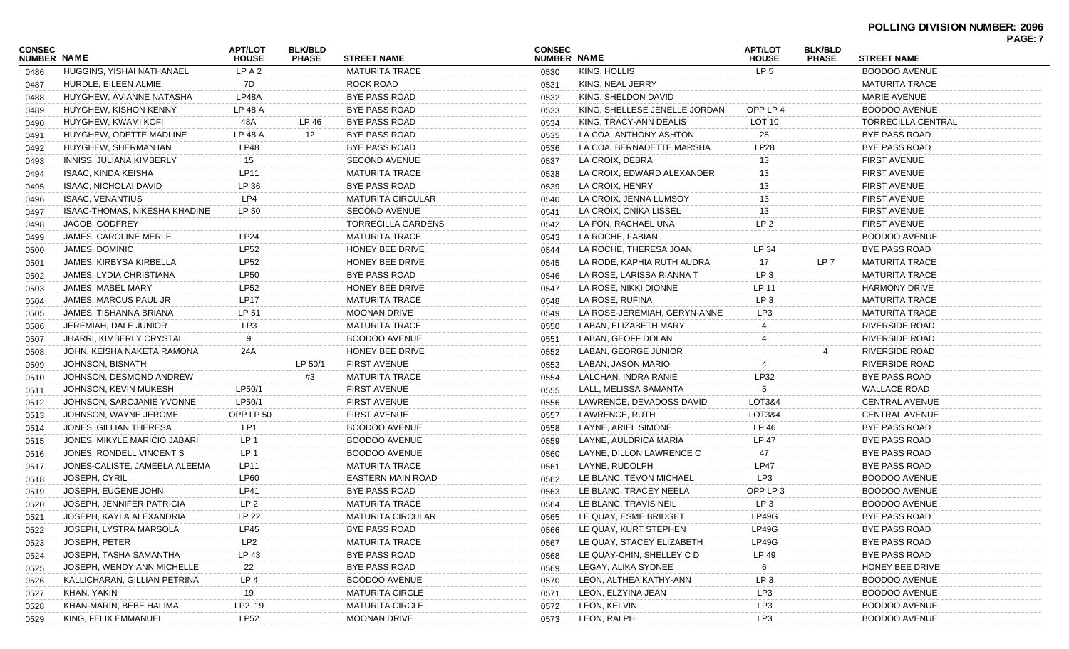**POLLING DIVISION NUMBER: 2096**

| CONSEC NUMBER | NAME | APT/LOT HOUSE | BLK/BLD PHASE | STREET NAME |
|---|---|---|---|---|
| 0486 | HUGGINS, YISHAI NATHANAEL | LP A 2 | | MATURITA TRACE |
| 0487 | HURDLE, EILEEN ALMIE | 7D | | ROCK ROAD |
| 0488 | HUYGHEW, AVIANNE NATASHA | LP48A | | BYE PASS ROAD |
| 0489 | HUYGHEW, KISHON KENNY | LP 48 A | | BYE PASS ROAD |
| 0490 | HUYGHEW, KWAMI KOFI | 48A | LP 46 | BYE PASS ROAD |
| 0491 | HUYGHEW, ODETTE MADLINE | LP 48 A | 12 | BYE PASS ROAD |
| 0492 | HUYGHEW, SHERMAN IAN | LP48 | | BYE PASS ROAD |
| 0493 | INNISS, JULIANA KIMBERLY | 15 | | SECOND AVENUE |
| 0494 | ISAAC, KINDA KEISHA | LP11 | | MATURITA TRACE |
| 0495 | ISAAC, NICHOLAI DAVID | LP 36 | | BYE PASS ROAD |
| 0496 | ISAAC, VENANTIUS | LP4 | | MATURITA CIRCULAR |
| 0497 | ISAAC-THOMAS, NIKESHA KHADINE | LP 50 | | SECOND AVENUE |
| 0498 | JACOB, GODFREY | | | TORRECILLA GARDENS |
| 0499 | JAMES, CAROLINE MERLE | LP24 | | MATURITA TRACE |
| 0500 | JAMES, DOMINIC | LP52 | | HONEY BEE DRIVE |
| 0501 | JAMES, KIRBYSA KIRBELLA | LP52 | | HONEY BEE DRIVE |
| 0502 | JAMES, LYDIA CHRISTIANA | LP50 | | BYE PASS ROAD |
| 0503 | JAMES, MABEL MARY | LP52 | | HONEY BEE DRIVE |
| 0504 | JAMES, MARCUS PAUL JR | LP17 | | MATURITA TRACE |
| 0505 | JAMES, TISHANNA BRIANA | LP 51 | | MOONAN DRIVE |
| 0506 | JEREMIAH, DALE JUNIOR | LP3 | | MATURITA TRACE |
| 0507 | JHARRI, KIMBERLY CRYSTAL | 9 | | BOODOO AVENUE |
| 0508 | JOHN, KEISHA NAKETA RAMONA | 24A | | HONEY BEE DRIVE |
| 0509 | JOHNSON, BISNATH | | LP 50/1 | FIRST AVENUE |
| 0510 | JOHNSON, DESMOND ANDREW | | #3 | MATURITA TRACE |
| 0511 | JOHNSON, KEVIN MUKESH | LP50/1 | | FIRST AVENUE |
| 0512 | JOHNSON, SAROJANIE YVONNE | LP50/1 | | FIRST AVENUE |
| 0513 | JOHNSON, WAYNE JEROME | OPP LP 50 | | FIRST AVENUE |
| 0514 | JONES, GILLIAN THERESA | LP1 | | BOODOO AVENUE |
| 0515 | JONES, MIKYLE MARICIO JABARI | LP 1 | | BOODOO AVENUE |
| 0516 | JONES, RONDELL VINCENT S | LP 1 | | BOODOO AVENUE |
| 0517 | JONES-CALISTE, JAMEELA ALEEMA | LP11 | | MATURITA TRACE |
| 0518 | JOSEPH, CYRIL | LP60 | | EASTERN MAIN ROAD |
| 0519 | JOSEPH, EUGENE JOHN | LP41 | | BYE PASS ROAD |
| 0520 | JOSEPH, JENNIFER PATRICIA | LP 2 | | MATURITA TRACE |
| 0521 | JOSEPH, KAYLA ALEXANDRIA | LP 22 | | MATURITA CIRCULAR |
| 0522 | JOSEPH, LYSTRA MARSOLA | LP45 | | BYE PASS ROAD |
| 0523 | JOSEPH, PETER | LP2 | | MATURITA TRACE |
| 0524 | JOSEPH, TASHA SAMANTHA | LP 43 | | BYE PASS ROAD |
| 0525 | JOSEPH, WENDY ANN MICHELLE | 22 | | BYE PASS ROAD |
| 0526 | KALLICHARAN, GILLIAN PETRINA | LP 4 | | BOODOO AVENUE |
| 0527 | KHAN, YAKIN | 19 | | MATURITA CIRCLE |
| 0528 | KHAN-MARIN, BEBE HALIMA | LP2 19 | | MATURITA CIRCLE |
| 0529 | KING, FELIX EMMANUEL | LP52 | | MOONAN DRIVE |
| 0530 | KING, HOLLIS | LP 5 | | BOODOO AVENUE |
| 0531 | KING, NEAL JERRY | | | MATURITA TRACE |
| 0532 | KING, SHELDON DAVID | | | MARIE AVENUE |
| 0533 | KING, SHELLESE JENELLE JORDAN | OPP LP 4 | | BOODOO AVENUE |
| 0534 | KING, TRACY-ANN DEALIS | LOT 10 | | TORRECILLA CENTRAL |
| 0535 | LA COA, ANTHONY ASHTON | 28 | | BYE PASS ROAD |
| 0536 | LA COA, BERNADETTE MARSHA | LP28 | | BYE PASS ROAD |
| 0537 | LA CROIX, DEBRA | 13 | | FIRST AVENUE |
| 0538 | LA CROIX, EDWARD ALEXANDER | 13 | | FIRST AVENUE |
| 0539 | LA CROIX, HENRY | 13 | | FIRST AVENUE |
| 0540 | LA CROIX, JENNA LUMSOY | 13 | | FIRST AVENUE |
| 0541 | LA CROIX, ONIKA LISSEL | 13 | | FIRST AVENUE |
| 0542 | LA FON, RACHAEL UNA | LP 2 | | FIRST AVENUE |
| 0543 | LA ROCHE, FABIAN | | | BOODOO AVENUE |
| 0544 | LA ROCHE, THERESA JOAN | LP 34 | | BYE PASS ROAD |
| 0545 | LA RODE, KAPHIA RUTH AUDRA | 17 | LP 7 | MATURITA TRACE |
| 0546 | LA ROSE, LARISSA RIANNA T | LP 3 | | MATURITA TRACE |
| 0547 | LA ROSE, NIKKI DIONNE | LP 11 | | HARMONY DRIVE |
| 0548 | LA ROSE, RUFINA | LP 3 | | MATURITA TRACE |
| 0549 | LA ROSE-JEREMIAH, GERYN-ANNE | LP3 | | MATURITA TRACE |
| 0550 | LABAN, ELIZABETH MARY | 4 | | RIVERSIDE ROAD |
| 0551 | LABAN, GEOFF DOLAN | 4 | | RIVERSIDE ROAD |
| 0552 | LABAN, GEORGE JUNIOR | | 4 | RIVERSIDE ROAD |
| 0553 | LABAN, JASON MARIO | 4 | | RIVERSIDE ROAD |
| 0554 | LALCHAN, INDRA RANIE | LP32 | | BYE PASS ROAD |
| 0555 | LALL, MELISSA SAMANTA | 5 | | WALLACE ROAD |
| 0556 | LAWRENCE, DEVADOSS DAVID | LOT3&4 | | CENTRAL AVENUE |
| 0557 | LAWRENCE, RUTH | LOT3&4 | | CENTRAL AVENUE |
| 0558 | LAYNE, ARIEL SIMONE | LP 46 | | BYE PASS ROAD |
| 0559 | LAYNE, AULDRICA MARIA | LP 47 | | BYE PASS ROAD |
| 0560 | LAYNE, DILLON LAWRENCE C | 47 | | BYE PASS ROAD |
| 0561 | LAYNE, RUDOLPH | LP47 | | BYE PASS ROAD |
| 0562 | LE BLANC, TEVON MICHAEL | LP3 | | BOODOO AVENUE |
| 0563 | LE BLANC, TRACEY NEELA | OPP LP 3 | | BOODOO AVENUE |
| 0564 | LE BLANC, TRAVIS NEIL | LP 3 | | BOODOO AVENUE |
| 0565 | LE QUAY, ESME BRIDGET | LP49G | | BYE PASS ROAD |
| 0566 | LE QUAY, KURT STEPHEN | LP49G | | BYE PASS ROAD |
| 0567 | LE QUAY, STACEY ELIZABETH | LP49G | | BYE PASS ROAD |
| 0568 | LE QUAY-CHIN, SHELLEY C D | LP 49 | | BYE PASS ROAD |
| 0569 | LEGAY, ALIKA SYDNEE | 6 | | HONEY BEE DRIVE |
| 0570 | LEON, ALTHEA KATHY-ANN | LP 3 | | BOODOO AVENUE |
| 0571 | LEON, ELZYINA JEAN | LP3 | | BOODOO AVENUE |
| 0572 | LEON, KELVIN | LP3 | | BOODOO AVENUE |
| 0573 | LEON, RALPH | LP3 | | BOODOO AVENUE |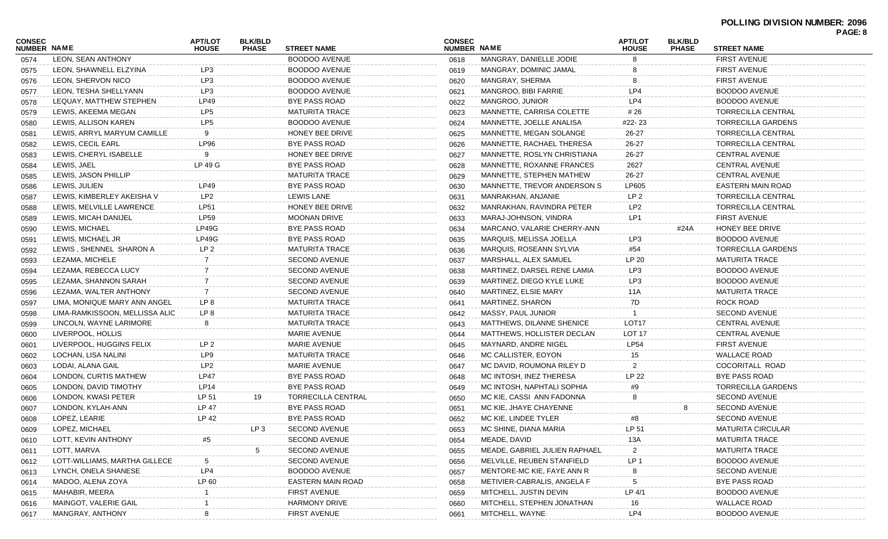**POLLING DIVISION NUMBER: 2096**

| CONSEC NUMBER | NAME | APT/LOT HOUSE | BLK/BLD PHASE | STREET NAME |
|---|---|---|---|---|
| 0574 | LEON, SEAN ANTHONY | | | BOODOO AVENUE |
| 0575 | LEON, SHAWNELL ELZYINA | LP3 | | BOODOO AVENUE |
| 0576 | LEON, SHERVON NICO | LP3 | | BOODOO AVENUE |
| 0577 | LEON, TESHA SHELLYANN | LP3 | | BOODOO AVENUE |
| 0578 | LEQUAY, MATTHEW STEPHEN | LP49 | | BYE PASS ROAD |
| 0579 | LEWIS, AKEEMA MEGAN | LP5 | | MATURITA TRACE |
| 0580 | LEWIS, ALLISON KAREN | LP5 | | BOODOO AVENUE |
| 0581 | LEWIS, ARRYL MARYUM CAMILLE | 9 | | HONEY BEE DRIVE |
| 0582 | LEWIS, CECIL EARL | LP96 | | BYE PASS ROAD |
| 0583 | LEWIS, CHERYL ISABELLE | 9 | | HONEY BEE DRIVE |
| 0584 | LEWIS, JAEL | LP 49 G | | BYE PASS ROAD |
| 0585 | LEWIS, JASON PHILLIP | | | MATURITA TRACE |
| 0586 | LEWIS, JULIEN | LP49 | | BYE PASS ROAD |
| 0587 | LEWIS, KIMBERLEY AKEISHA V | LP2 | | LEWIS LANE |
| 0588 | LEWIS, MELVILLE LAWRENCE | LP51 | | HONEY BEE DRIVE |
| 0589 | LEWIS, MICAH DANIJEL | LP59 | | MOONAN DRIVE |
| 0590 | LEWIS, MICHAEL | LP49G | | BYE PASS ROAD |
| 0591 | LEWIS, MICHAEL JR | LP49G | | BYE PASS ROAD |
| 0592 | LEWIS , SHENNEL SHARON A | LP 2 | | MATURITA TRACE |
| 0593 | LEZAMA, MICHELE | 7 | | SECOND AVENUE |
| 0594 | LEZAMA, REBECCA LUCY | 7 | | SECOND AVENUE |
| 0595 | LEZAMA, SHANNON SARAH | 7 | | SECOND AVENUE |
| 0596 | LEZAMA, WALTER ANTHONY | 7 | | SECOND AVENUE |
| 0597 | LIMA, MONIQUE MARY ANN ANGEL | LP 8 | | MATURITA TRACE |
| 0598 | LIMA-RAMKISSOON, MELLISSA ALIC | LP 8 | | MATURITA TRACE |
| 0599 | LINCOLN, WAYNE LARIMORE | 8 | | MATURITA TRACE |
| 0600 | LIVERPOOL, HOLLIS | | | MARIE AVENUE |
| 0601 | LIVERPOOL, HUGGINS FELIX | LP 2 | | MARIE AVENUE |
| 0602 | LOCHAN, LISA NALINI | LP9 | | MATURITA TRACE |
| 0603 | LODAI, ALANA GAIL | LP2 | | MARIE AVENUE |
| 0604 | LONDON, CURTIS MATHEW | LP47 | | BYE PASS ROAD |
| 0605 | LONDON, DAVID TIMOTHY | LP14 | | BYE PASS ROAD |
| 0606 | LONDON, KWASI PETER | LP 51 | 19 | TORRECILLA CENTRAL |
| 0607 | LONDON, KYLAH-ANN | LP 47 | | BYE PASS ROAD |
| 0608 | LOPEZ, LEARIE | LP 42 | | BYE PASS ROAD |
| 0609 | LOPEZ, MICHAEL | | LP 3 | SECOND AVENUE |
| 0610 | LOTT, KEVIN ANTHONY | #5 | | SECOND AVENUE |
| 0611 | LOTT, MARVA | | 5 | SECOND AVENUE |
| 0612 | LOTT-WILLIAMS, MARTHA GILLECE | 5 | | SECOND AVENUE |
| 0613 | LYNCH, ONELA SHANESE | LP4 | | BOODOO AVENUE |
| 0614 | MADOO, ALENA ZOYA | LP 60 | | EASTERN MAIN ROAD |
| 0615 | MAHABIR, MEERA | 1 | | FIRST AVENUE |
| 0616 | MAINGOT, VALERIE GAIL | 1 | | HARMONY DRIVE |
| 0617 | MANGRAY, ANTHONY | 8 | | FIRST AVENUE |
| 0618 | MANGRAY, DANIELLE JODIE | 8 | | FIRST AVENUE |
| 0619 | MANGRAY, DOMINIC JAMAL | 8 | | FIRST AVENUE |
| 0620 | MANGRAY, SHERMA | 8 | | FIRST AVENUE |
| 0621 | MANGROO, BIBI FARRIE | LP4 | | BOODOO AVENUE |
| 0622 | MANGROO, JUNIOR | LP4 | | BOODOO AVENUE |
| 0623 | MANNETTE, CARRISA COLETTE | # 26 | | TORRECILLA CENTRAL |
| 0624 | MANNETTE, JOELLE ANALISA | #22- 23 | | TORRECILLA GARDENS |
| 0625 | MANNETTE, MEGAN SOLANGE | 26-27 | | TORRECILLA GARDENS |
| 0626 | MANNETTE, RACHAEL THERESA | 26-27 | | TORRECILLA CENTRAL |
| 0627 | MANNETTE, ROSLYN CHRISTIANA | 26-27 | | CENTRAL AVENUE |
| 0628 | MANNETTE, ROXANNE FRANCES | 2627 | | CENTRAL AVENUE |
| 0629 | MANNETTE, STEPHEN MATHEW | 26-27 | | CENTRAL AVENUE |
| 0630 | MANNETTE, TREVOR ANDERSON S | LP605 | | EASTERN MAIN ROAD |
| 0631 | MANRAKHAN, ANJANIE | LP 2 | | TORRECILLA CENTRAL |
| 0632 | MANRAKHAN, RAVINDRA PETER | LP2 | | TORRECILLA CENTRAL |
| 0633 | MARAJ-JOHNSON, VINDRA | LP1 | | FIRST AVENUE |
| 0634 | MARCANO, VALARIE CHERRY-ANN | | #24A | HONEY BEE DRIVE |
| 0635 | MARQUIS, MELISSA JOELLA | LP3 | | BOODOO AVENUE |
| 0636 | MARQUIS, ROSEANN SYLVIA | #54 | | TORRECILLA GARDENS |
| 0637 | MARSHALL, ALEX SAMUEL | LP 20 | | MATURITA TRACE |
| 0638 | MARTINEZ, DARSEL RENE LAMIA | LP3 | | BOODOO AVENUE |
| 0639 | MARTINEZ, DIEGO KYLE LUKE | LP3 | | BOODOO AVENUE |
| 0640 | MARTINEZ, ELSIE MARY | 11A | | MATURITA TRACE |
| 0641 | MARTINEZ, SHARON | 7D | | ROCK ROAD |
| 0642 | MASSY, PAUL JUNIOR | 1 | | SECOND AVENUE |
| 0643 | MATTHEWS, DILANNE SHENICE | LOT17 | | CENTRAL AVENUE |
| 0644 | MATTHEWS, HOLLISTER DECLAN | LOT 17 | | CENTRAL AVENUE |
| 0645 | MAYNARD, ANDRE NIGEL | LP54 | | FIRST AVENUE |
| 0646 | MC CALLISTER, EOYON | 15 | | WALLACE ROAD |
| 0647 | MC DAVID, ROUMONA RILEY D | 2 | | COCORITALL ROAD |
| 0648 | MC INTOSH, INEZ THERESA | LP 22 | | BYE PASS ROAD |
| 0649 | MC INTOSH, NAPHTALI SOPHIA | #9 | | TORRECILLA GARDENS |
| 0650 | MC KIE, CASSI ANN FADONNA | 8 | | SECOND AVENUE |
| 0651 | MC KIE, JHAYE CHAYENNE | | 8 | SECOND AVENUE |
| 0652 | MC KIE, LINDEE TYLER | #8 | | SECOND AVENUE |
| 0653 | MC SHINE, DIANA MARIA | LP 51 | | MATURITA CIRCULAR |
| 0654 | MEADE, DAVID | 13A | | MATURITA TRACE |
| 0655 | MEADE, GABRIEL JULIEN RAPHAEL | 2 | | MATURITA TRACE |
| 0656 | MELVILLE, REUBEN STANFIELD | LP 1 | | BOODOO AVENUE |
| 0657 | MENTORE-MC KIE, FAYE ANN R | 8 | | SECOND AVENUE |
| 0658 | METIVIER-CABRALIS, ANGELA F | 5 | | BYE PASS ROAD |
| 0659 | MITCHELL, JUSTIN DEVIN | LP 4/1 | | BOODOO AVENUE |
| 0660 | MITCHELL, STEPHEN JONATHAN | 16 | | WALLACE ROAD |
| 0661 | MITCHELL, WAYNE | LP4 | | BOODOO AVENUE |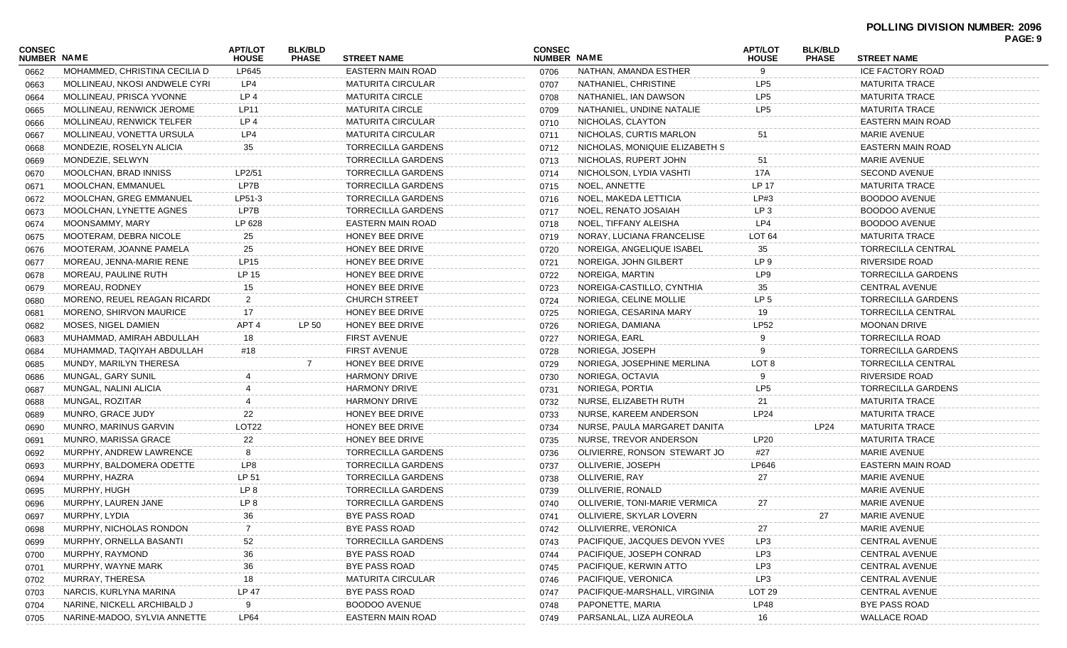**POLLING DIVISION NUMBER: 2096**

| CONSEC NUMBER | NAME | APT/LOT HOUSE | BLK/BLD PHASE | STREET NAME |
|---|---|---|---|---|
| 0662 | MOHAMMED, CHRISTINA CECILIA D | LP645 | | EASTERN MAIN ROAD |
| 0663 | MOLLINEAU, NKOSI ANDWELE CYRI | LP4 | | MATURITA CIRCULAR |
| 0664 | MOLLINEAU, PRISCA YVONNE | LP 4 | | MATURITA CIRCLE |
| 0665 | MOLLINEAU, RENWICK JEROME | LP11 | | MATURITA CIRCLE |
| 0666 | MOLLINEAU, RENWICK TELFER | LP 4 | | MATURITA CIRCULAR |
| 0667 | MOLLINEAU, VONETTA URSULA | LP4 | | MATURITA CIRCULAR |
| 0668 | MONDEZIE, ROSELYN ALICIA | 35 | | TORRECILLA GARDENS |
| 0669 | MONDEZIE, SELWYN | | | TORRECILLA GARDENS |
| 0670 | MOOLCHAN, BRAD INNISS | LP2/51 | | TORRECILLA GARDENS |
| 0671 | MOOLCHAN, EMMANUEL | LP7B | | TORRECILLA GARDENS |
| 0672 | MOOLCHAN, GREG EMMANUEL | LP51-3 | | TORRECILLA GARDENS |
| 0673 | MOOLCHAN, LYNETTE AGNES | LP7B | | TORRECILLA GARDENS |
| 0674 | MOONSAMMY, MARY | LP 628 | | EASTERN MAIN ROAD |
| 0675 | MOOTERAM, DEBRA NICOLE | 25 | | HONEY BEE DRIVE |
| 0676 | MOOTERAM, JOANNE PAMELA | 25 | | HONEY BEE DRIVE |
| 0677 | MOREAU, JENNA-MARIE RENE | LP15 | | HONEY BEE DRIVE |
| 0678 | MOREAU, PAULINE RUTH | LP 15 | | HONEY BEE DRIVE |
| 0679 | MOREAU, RODNEY | 15 | | HONEY BEE DRIVE |
| 0680 | MORENO, REUEL REAGAN RICARD( | 2 | | CHURCH STREET |
| 0681 | MORENO, SHIRVON MAURICE | 17 | | HONEY BEE DRIVE |
| 0682 | MOSES, NIGEL DAMIEN | APT 4 | LP 50 | HONEY BEE DRIVE |
| 0683 | MUHAMMAD, AMIRAH ABDULLAH | 18 | | FIRST AVENUE |
| 0684 | MUHAMMAD, TAQIYAH ABDULLAH | #18 | | FIRST AVENUE |
| 0685 | MUNDY, MARILYN THERESA | | 7 | HONEY BEE DRIVE |
| 0686 | MUNGAL, GARY SUNIL | 4 | | HARMONY DRIVE |
| 0687 | MUNGAL, NALINI ALICIA | 4 | | HARMONY DRIVE |
| 0688 | MUNGAL, ROZITAR | 4 | | HARMONY DRIVE |
| 0689 | MUNRO, GRACE JUDY | 22 | | HONEY BEE DRIVE |
| 0690 | MUNRO, MARINUS GARVIN | LOT22 | | HONEY BEE DRIVE |
| 0691 | MUNRO, MARISSA GRACE | 22 | | HONEY BEE DRIVE |
| 0692 | MURPHY, ANDREW LAWRENCE | 8 | | TORRECILLA GARDENS |
| 0693 | MURPHY, BALDOMERA ODETTE | LP8 | | TORRECILLA GARDENS |
| 0694 | MURPHY, HAZRA | LP 51 | | TORRECILLA GARDENS |
| 0695 | MURPHY, HUGH | LP 8 | | TORRECILLA GARDENS |
| 0696 | MURPHY, LAUREN JANE | LP 8 | | TORRECILLA GARDENS |
| 0697 | MURPHY, LYDIA | 36 | | BYE PASS ROAD |
| 0698 | MURPHY, NICHOLAS RONDON | 7 | | BYE PASS ROAD |
| 0699 | MURPHY, ORNELLA BASANTI | 52 | | TORRECILLA GARDENS |
| 0700 | MURPHY, RAYMOND | 36 | | BYE PASS ROAD |
| 0701 | MURPHY, WAYNE MARK | 36 | | BYE PASS ROAD |
| 0702 | MURRAY, THERESA | 18 | | MATURITA CIRCULAR |
| 0703 | NARCIS, KURLYNA MARINA | LP 47 | | BYE PASS ROAD |
| 0704 | NARINE, NICKELL ARCHIBALD J | 9 | | BOODOO AVENUE |
| 0705 | NARINE-MADOO, SYLVIA ANNETTE | LP64 | | EASTERN MAIN ROAD |
| 0706 | NATHAN, AMANDA ESTHER | 9 | | ICE FACTORY ROAD |
| 0707 | NATHANIEL, CHRISTINE | LP5 | | MATURITA TRACE |
| 0708 | NATHANIEL, IAN DAWSON | LP5 | | MATURITA TRACE |
| 0709 | NATHANIEL, UNDINE NATALIE | LP5 | | MATURITA TRACE |
| 0710 | NICHOLAS, CLAYTON | | | EASTERN MAIN ROAD |
| 0711 | NICHOLAS, CURTIS MARLON | 51 | | MARIE AVENUE |
| 0712 | NICHOLAS, MONIQUIE ELIZABETH S | | | EASTERN MAIN ROAD |
| 0713 | NICHOLAS, RUPERT JOHN | 51 | | MARIE AVENUE |
| 0714 | NICHOLSON, LYDIA VASHTI | 17A | | SECOND AVENUE |
| 0715 | NOEL, ANNETTE | LP 17 | | MATURITA TRACE |
| 0716 | NOEL, MAKEDA LETTICIA | LP#3 | | BOODOO AVENUE |
| 0717 | NOEL, RENATO JOSAIAH | LP 3 | | BOODOO AVENUE |
| 0718 | NOEL, TIFFANY ALEISHA | LP4 | | BOODOO AVENUE |
| 0719 | NORAY, LUCIANA FRANCELISE | LOT 64 | | MATURITA TRACE |
| 0720 | NOREIGA, ANGELIQUE ISABEL | 35 | | TORRECILLA CENTRAL |
| 0721 | NOREIGA, JOHN GILBERT | LP 9 | | RIVERSIDE ROAD |
| 0722 | NOREIGA, MARTIN | LP9 | | TORRECILLA GARDENS |
| 0723 | NOREIGA-CASTILLO, CYNTHIA | 35 | | CENTRAL AVENUE |
| 0724 | NORIEGA, CELINE MOLLIE | LP 5 | | TORRECILLA GARDENS |
| 0725 | NORIEGA, CESARINA MARY | 19 | | TORRECILLA CENTRAL |
| 0726 | NORIEGA, DAMIANA | LP52 | | MOONAN DRIVE |
| 0727 | NORIEGA, EARL | 9 | | TORRECILLA ROAD |
| 0728 | NORIEGA, JOSEPH | 9 | | TORRECILLA GARDENS |
| 0729 | NORIEGA, JOSEPHINE MERLINA | LOT 8 | | TORRECILLA CENTRAL |
| 0730 | NORIEGA, OCTAVIA | 9 | | RIVERSIDE ROAD |
| 0731 | NORIEGA, PORTIA | LP5 | | TORRECILLA GARDENS |
| 0732 | NURSE, ELIZABETH RUTH | 21 | | MATURITA TRACE |
| 0733 | NURSE, KAREEM ANDERSON | LP24 | | MATURITA TRACE |
| 0734 | NURSE, PAULA MARGARET DANITA | | LP24 | MATURITA TRACE |
| 0735 | NURSE, TREVOR ANDERSON | LP20 | | MATURITA TRACE |
| 0736 | OLIVIERRE, RONSON STEWART JO | #27 | | MARIE AVENUE |
| 0737 | OLLIVERIE, JOSEPH | LP646 | | EASTERN MAIN ROAD |
| 0738 | OLLIVERIE, RAY | 27 | | MARIE AVENUE |
| 0739 | OLLIVERIE, RONALD | | | MARIE AVENUE |
| 0740 | OLLIVERIE, TONI-MARIE VERMICA | 27 | | MARIE AVENUE |
| 0741 | OLLIVIERE, SKYLAR LOVERN | | 27 | MARIE AVENUE |
| 0742 | OLLIVIERRE, VERONICA | 27 | | MARIE AVENUE |
| 0743 | PACIFIQUE, JACQUES DEVON YVES | LP3 | | CENTRAL AVENUE |
| 0744 | PACIFIQUE, JOSEPH CONRAD | LP3 | | CENTRAL AVENUE |
| 0745 | PACIFIQUE, KERWIN ATTO | LP3 | | CENTRAL AVENUE |
| 0746 | PACIFIQUE, VERONICA | LP3 | | CENTRAL AVENUE |
| 0747 | PACIFIQUE-MARSHALL, VIRGINIA | LOT 29 | | CENTRAL AVENUE |
| 0748 | PAPONETTE, MARIA | LP48 | | BYE PASS ROAD |
| 0749 | PARSANLAL, LIZA AUREOLA | 16 | | WALLACE ROAD |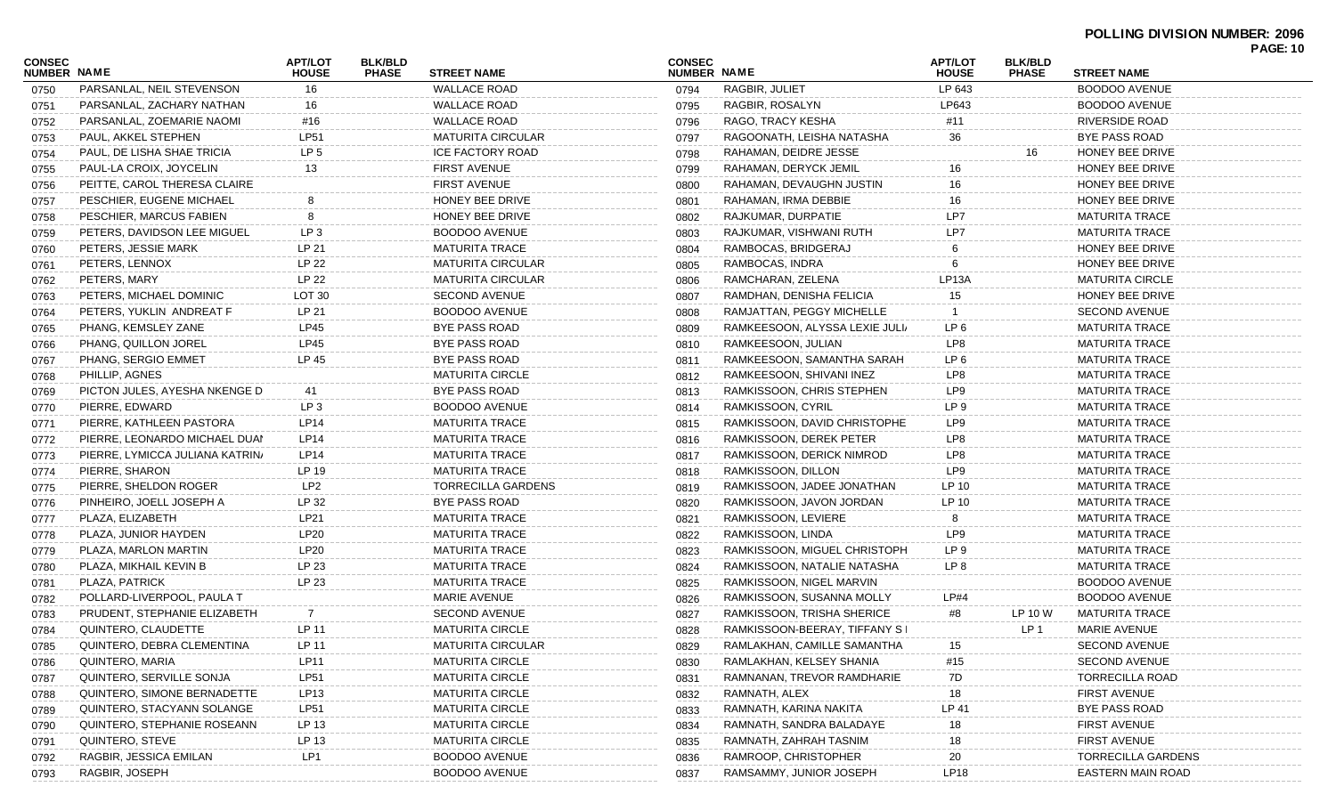**POLLING DIVISION NUMBER: 2096**

| CONSEC NUMBER | NAME | APT/LOT HOUSE | BLK/BLD PHASE | STREET NAME |
|---|---|---|---|---|
| 0750 | PARSANLAL, NEIL STEVENSON | 16 | | WALLACE ROAD |
| 0751 | PARSANLAL, ZACHARY NATHAN | 16 | | WALLACE ROAD |
| 0752 | PARSANLAL, ZOEMARIE NAOMI | #16 | | WALLACE ROAD |
| 0753 | PAUL, AKKEL STEPHEN | LP51 | | MATURITA CIRCULAR |
| 0754 | PAUL, DE LISHA SHAE TRICIA | LP 5 | | ICE FACTORY ROAD |
| 0755 | PAUL-LA CROIX, JOYCELIN | 13 | | FIRST AVENUE |
| 0756 | PEITTE, CAROL THERESA CLAIRE | | | FIRST AVENUE |
| 0757 | PESCHIER, EUGENE MICHAEL | 8 | | HONEY BEE DRIVE |
| 0758 | PESCHIER, MARCUS FABIEN | 8 | | HONEY BEE DRIVE |
| 0759 | PETERS, DAVIDSON LEE MIGUEL | LP 3 | | BOODOO AVENUE |
| 0760 | PETERS, JESSIE MARK | LP 21 | | MATURITA TRACE |
| 0761 | PETERS, LENNOX | LP 22 | | MATURITA CIRCULAR |
| 0762 | PETERS, MARY | LP 22 | | MATURITA CIRCULAR |
| 0763 | PETERS, MICHAEL DOMINIC | LOT 30 | | SECOND AVENUE |
| 0764 | PETERS, YUKLIN ANDREAT F | LP 21 | | BOODOO AVENUE |
| 0765 | PHANG, KEMSLEY ZANE | LP45 | | BYE PASS ROAD |
| 0766 | PHANG, QUILLON JOREL | LP45 | | BYE PASS ROAD |
| 0767 | PHANG, SERGIO EMMET | LP 45 | | BYE PASS ROAD |
| 0768 | PHILLIP, AGNES | | | MATURITA CIRCLE |
| 0769 | PICTON JULES, AYESHA NKENGE D | 41 | | BYE PASS ROAD |
| 0770 | PIERRE, EDWARD | LP 3 | | BOODOO AVENUE |
| 0771 | PIERRE, KATHLEEN PASTORA | LP14 | | MATURITA TRACE |
| 0772 | PIERRE, LEONARDO MICHAEL DUAI | LP14 | | MATURITA TRACE |
| 0773 | PIERRE, LYMICCA JULIANA KATRIN/ | LP14 | | MATURITA TRACE |
| 0774 | PIERRE, SHARON | LP 19 | | MATURITA TRACE |
| 0775 | PIERRE, SHELDON ROGER | LP2 | | TORRECILLA GARDENS |
| 0776 | PINHEIRO, JOELL JOSEPH A | LP 32 | | BYE PASS ROAD |
| 0777 | PLAZA, ELIZABETH | LP21 | | MATURITA TRACE |
| 0778 | PLAZA, JUNIOR HAYDEN | LP20 | | MATURITA TRACE |
| 0779 | PLAZA, MARLON MARTIN | LP20 | | MATURITA TRACE |
| 0780 | PLAZA, MIKHAIL KEVIN B | LP 23 | | MATURITA TRACE |
| 0781 | PLAZA, PATRICK | LP 23 | | MATURITA TRACE |
| 0782 | POLLARD-LIVERPOOL, PAULA T | | | MARIE AVENUE |
| 0783 | PRUDENT, STEPHANIE ELIZABETH | 7 | | SECOND AVENUE |
| 0784 | QUINTERO, CLAUDETTE | LP 11 | | MATURITA CIRCLE |
| 0785 | QUINTERO, DEBRA CLEMENTINA | LP 11 | | MATURITA CIRCULAR |
| 0786 | QUINTERO, MARIA | LP11 | | MATURITA CIRCLE |
| 0787 | QUINTERO, SERVILLE SONJA | LP51 | | MATURITA CIRCLE |
| 0788 | QUINTERO, SIMONE BERNADETTE | LP13 | | MATURITA CIRCLE |
| 0789 | QUINTERO, STACYANN SOLANGE | LP51 | | MATURITA CIRCLE |
| 0790 | QUINTERO, STEPHANIE ROSEANN | LP 13 | | MATURITA CIRCLE |
| 0791 | QUINTERO, STEVE | LP 13 | | MATURITA CIRCLE |
| 0792 | RAGBIR, JESSICA EMILAN | LP1 | | BOODOO AVENUE |
| 0793 | RAGBIR, JOSEPH | | | BOODOO AVENUE |
| 0794 | RAGBIR, JULIET | LP 643 | | BOODOO AVENUE |
| 0795 | RAGBIR, ROSALYN | LP643 | | BOODOO AVENUE |
| 0796 | RAGO, TRACY KESHA | #11 | | RIVERSIDE ROAD |
| 0797 | RAGOONATH, LEISHA NATASHA | 36 | | BYE PASS ROAD |
| 0798 | RAHAMAN, DEIDRE JESSE | | 16 | HONEY BEE DRIVE |
| 0799 | RAHAMAN, DERYCK JEMIL | 16 | | HONEY BEE DRIVE |
| 0800 | RAHAMAN, DEVAUGHN JUSTIN | 16 | | HONEY BEE DRIVE |
| 0801 | RAHAMAN, IRMA DEBBIE | 16 | | HONEY BEE DRIVE |
| 0802 | RAJKUMAR, DURPATIE | LP7 | | MATURITA TRACE |
| 0803 | RAJKUMAR, VISHWANI RUTH | LP7 | | MATURITA TRACE |
| 0804 | RAMBOCAS, BRIDGERAJ | 6 | | HONEY BEE DRIVE |
| 0805 | RAMBOCAS, INDRA | 6 | | HONEY BEE DRIVE |
| 0806 | RAMCHARAN, ZELENA | LP13A | | MATURITA CIRCLE |
| 0807 | RAMDHAN, DENISHA FELICIA | 15 | | HONEY BEE DRIVE |
| 0808 | RAMJATTAN, PEGGY MICHELLE | 1 | | SECOND AVENUE |
| 0809 | RAMKEESOON, ALYSSA LEXIE JULI/ | LP 6 | | MATURITA TRACE |
| 0810 | RAMKEESOON, JULIAN | LP8 | | MATURITA TRACE |
| 0811 | RAMKEESOON, SAMANTHA SARAH | LP 6 | | MATURITA TRACE |
| 0812 | RAMKEESOON, SHIVANI INEZ | LP8 | | MATURITA TRACE |
| 0813 | RAMKISSOON, CHRIS STEPHEN | LP9 | | MATURITA TRACE |
| 0814 | RAMKISSOON, CYRIL | LP 9 | | MATURITA TRACE |
| 0815 | RAMKISSOON, DAVID CHRISTOPHE | LP9 | | MATURITA TRACE |
| 0816 | RAMKISSOON, DEREK PETER | LP8 | | MATURITA TRACE |
| 0817 | RAMKISSOON, DERICK NIMROD | LP8 | | MATURITA TRACE |
| 0818 | RAMKISSOON, DILLON | LP9 | | MATURITA TRACE |
| 0819 | RAMKISSOON, JADEE JONATHAN | LP 10 | | MATURITA TRACE |
| 0820 | RAMKISSOON, JAVON JORDAN | LP 10 | | MATURITA TRACE |
| 0821 | RAMKISSOON, LEVIERE | 8 | | MATURITA TRACE |
| 0822 | RAMKISSOON, LINDA | LP9 | | MATURITA TRACE |
| 0823 | RAMKISSOON, MIGUEL CHRISTOPH | LP 9 | | MATURITA TRACE |
| 0824 | RAMKISSOON, NATALIE NATASHA | LP 8 | | MATURITA TRACE |
| 0825 | RAMKISSOON, NIGEL MARVIN | | | BOODOO AVENUE |
| 0826 | RAMKISSOON, SUSANNA MOLLY | LP#4 | | BOODOO AVENUE |
| 0827 | RAMKISSOON, TRISHA SHERICE | #8 | LP 10 W | MATURITA TRACE |
| 0828 | RAMKISSOON-BEERAY, TIFFANY S I | | LP 1 | MARIE AVENUE |
| 0829 | RAMLAKHAN, CAMILLE SAMANTHA | 15 | | SECOND AVENUE |
| 0830 | RAMLAKHAN, KELSEY SHANIA | #15 | | SECOND AVENUE |
| 0831 | RAMNANAN, TREVOR RAMDHARIE | 7D | | TORRECILLA ROAD |
| 0832 | RAMNATH, ALEX | 18 | | FIRST AVENUE |
| 0833 | RAMNATH, KARINA NAKITA | LP 41 | | BYE PASS ROAD |
| 0834 | RAMNATH, SANDRA BALADAYE | 18 | | FIRST AVENUE |
| 0835 | RAMNATH, ZAHRAH TASNIM | 18 | | FIRST AVENUE |
| 0836 | RAMROOP, CHRISTOPHER | 20 | | TORRECILLA GARDENS |
| 0837 | RAMSAMMY, JUNIOR JOSEPH | LP18 | | EASTERN MAIN ROAD |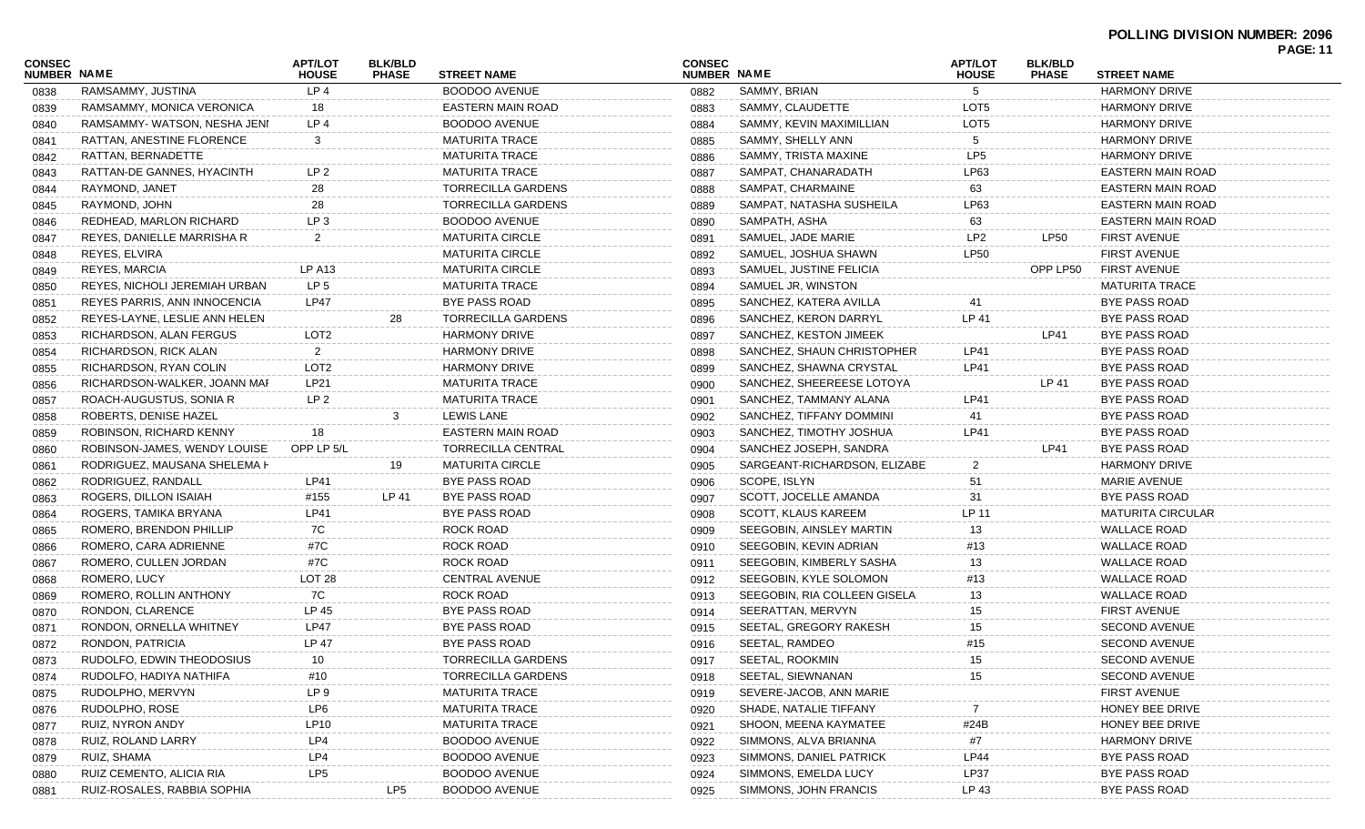**POLLING DIVISION NUMBER: 2096**

| CONSEC NUMBER | NAME | APT/LOT HOUSE | BLK/BLD PHASE | STREET NAME |
|---|---|---|---|---|
| 0838 | RAMSAMMY, JUSTINA | LP 4 | | BOODOO AVENUE |
| 0839 | RAMSAMMY, MONICA VERONICA | 18 | | EASTERN MAIN ROAD |
| 0840 | RAMSAMMY- WATSON, NESHA JENI | LP 4 | | BOODOO AVENUE |
| 0841 | RATTAN, ANESTINE FLORENCE | 3 | | MATURITA TRACE |
| 0842 | RATTAN, BERNADETTE | | | MATURITA TRACE |
| 0843 | RATTAN-DE GANNES, HYACINTH | LP 2 | | MATURITA TRACE |
| 0844 | RAYMOND, JANET | 28 | | TORRECILLA GARDENS |
| 0845 | RAYMOND, JOHN | 28 | | TORRECILLA GARDENS |
| 0846 | REDHEAD, MARLON RICHARD | LP 3 | | BOODOO AVENUE |
| 0847 | REYES, DANIELLE MARRISHA R | 2 | | MATURITA CIRCLE |
| 0848 | REYES, ELVIRA | | | MATURITA CIRCLE |
| 0849 | REYES, MARCIA | LP A13 | | MATURITA CIRCLE |
| 0850 | REYES, NICHOLI JEREMIAH URBAN | LP 5 | | MATURITA TRACE |
| 0851 | REYES PARRIS, ANN INNOCENCIA | LP47 | | BYE PASS ROAD |
| 0852 | REYES-LAYNE, LESLIE ANN HELEN | | 28 | TORRECILLA GARDENS |
| 0853 | RICHARDSON, ALAN FERGUS | LOT2 | | HARMONY DRIVE |
| 0854 | RICHARDSON, RICK ALAN | 2 | | HARMONY DRIVE |
| 0855 | RICHARDSON, RYAN COLIN | LOT2 | | HARMONY DRIVE |
| 0856 | RICHARDSON-WALKER, JOANN MAI | LP21 | | MATURITA TRACE |
| 0857 | ROACH-AUGUSTUS, SONIA R | LP 2 | | MATURITA TRACE |
| 0858 | ROBERTS, DENISE HAZEL | | 3 | LEWIS LANE |
| 0859 | ROBINSON, RICHARD KENNY | 18 | | EASTERN MAIN ROAD |
| 0860 | ROBINSON-JAMES, WENDY LOUISE | OPP LP 5/L | | TORRECILLA CENTRAL |
| 0861 | RODRIGUEZ, MAUSANA SHELEMA H | | 19 | MATURITA CIRCLE |
| 0862 | RODRIGUEZ, RANDALL | LP41 | | BYE PASS ROAD |
| 0863 | ROGERS, DILLON ISAIAH | #155 | LP 41 | BYE PASS ROAD |
| 0864 | ROGERS, TAMIKA BRYANA | LP41 | | BYE PASS ROAD |
| 0865 | ROMERO, BRENDON PHILLIP | 7C | | ROCK ROAD |
| 0866 | ROMERO, CARA ADRIENNE | #7C | | ROCK ROAD |
| 0867 | ROMERO, CULLEN JORDAN | #7C | | ROCK ROAD |
| 0868 | ROMERO, LUCY | LOT 28 | | CENTRAL AVENUE |
| 0869 | ROMERO, ROLLIN ANTHONY | 7C | | ROCK ROAD |
| 0870 | RONDON, CLARENCE | LP 45 | | BYE PASS ROAD |
| 0871 | RONDON, ORNELLA WHITNEY | LP47 | | BYE PASS ROAD |
| 0872 | RONDON, PATRICIA | LP 47 | | BYE PASS ROAD |
| 0873 | RUDOLFO, EDWIN THEODOSIUS | 10 | | TORRECILLA GARDENS |
| 0874 | RUDOLFO, HADIYA NATHIFA | #10 | | TORRECILLA GARDENS |
| 0875 | RUDOLPHO, MERVYN | LP 9 | | MATURITA TRACE |
| 0876 | RUDOLPHO, ROSE | LP6 | | MATURITA TRACE |
| 0877 | RUIZ, NYRON ANDY | LP10 | | MATURITA TRACE |
| 0878 | RUIZ, ROLAND LARRY | LP4 | | BOODOO AVENUE |
| 0879 | RUIZ, SHAMA | LP4 | | BOODOO AVENUE |
| 0880 | RUIZ CEMENTO, ALICIA RIA | LP5 | | BOODOO AVENUE |
| 0881 | RUIZ-ROSALES, RABBIA SOPHIA | | LP5 | BOODOO AVENUE |
| 0882 | SAMMY, BRIAN | 5 | | HARMONY DRIVE |
| 0883 | SAMMY, CLAUDETTE | LOT5 | | HARMONY DRIVE |
| 0884 | SAMMY, KEVIN MAXIMILLIAN | LOT5 | | HARMONY DRIVE |
| 0885 | SAMMY, SHELLY ANN | 5 | | HARMONY DRIVE |
| 0886 | SAMMY, TRISTA MAXINE | LP5 | | HARMONY DRIVE |
| 0887 | SAMPAT, CHANARADATH | LP63 | | EASTERN MAIN ROAD |
| 0888 | SAMPAT, CHARMAINE | 63 | | EASTERN MAIN ROAD |
| 0889 | SAMPAT, NATASHA SUSHEILA | LP63 | | EASTERN MAIN ROAD |
| 0890 | SAMPATH, ASHA | 63 | | EASTERN MAIN ROAD |
| 0891 | SAMUEL, JADE MARIE | LP2 | LP50 | FIRST AVENUE |
| 0892 | SAMUEL, JOSHUA SHAWN | LP50 | | FIRST AVENUE |
| 0893 | SAMUEL, JUSTINE FELICIA | | OPP LP50 | FIRST AVENUE |
| 0894 | SAMUEL JR, WINSTON | | | MATURITA TRACE |
| 0895 | SANCHEZ, KATERA AVILLA | 41 | | BYE PASS ROAD |
| 0896 | SANCHEZ, KERON DARRYL | LP 41 | | BYE PASS ROAD |
| 0897 | SANCHEZ, KESTON JIMEEK | | LP41 | BYE PASS ROAD |
| 0898 | SANCHEZ, SHAUN CHRISTOPHER | LP41 | | BYE PASS ROAD |
| 0899 | SANCHEZ, SHAWNA CRYSTAL | LP41 | | BYE PASS ROAD |
| 0900 | SANCHEZ, SHEEREESE LOTOYA | | LP 41 | BYE PASS ROAD |
| 0901 | SANCHEZ, TAMMANY ALANA | LP41 | | BYE PASS ROAD |
| 0902 | SANCHEZ, TIFFANY DOMMINI | 41 | | BYE PASS ROAD |
| 0903 | SANCHEZ, TIMOTHY JOSHUA | LP41 | | BYE PASS ROAD |
| 0904 | SANCHEZ JOSEPH, SANDRA | | LP41 | BYE PASS ROAD |
| 0905 | SARGEANT-RICHARDSON, ELIZABE | 2 | | HARMONY DRIVE |
| 0906 | SCOPE, ISLYN | 51 | | MARIE AVENUE |
| 0907 | SCOTT, JOCELLE AMANDA | 31 | | BYE PASS ROAD |
| 0908 | SCOTT, KLAUS KAREEM | LP 11 | | MATURITA CIRCULAR |
| 0909 | SEEGOBIN, AINSLEY MARTIN | 13 | | WALLACE ROAD |
| 0910 | SEEGOBIN, KEVIN ADRIAN | #13 | | WALLACE ROAD |
| 0911 | SEEGOBIN, KIMBERLY SASHA | 13 | | WALLACE ROAD |
| 0912 | SEEGOBIN, KYLE SOLOMON | #13 | | WALLACE ROAD |
| 0913 | SEEGOBIN, RIA COLLEEN GISELA | 13 | | WALLACE ROAD |
| 0914 | SEERATTAN, MERVYN | 15 | | FIRST AVENUE |
| 0915 | SEETAL, GREGORY RAKESH | 15 | | SECOND AVENUE |
| 0916 | SEETAL, RAMDEO | #15 | | SECOND AVENUE |
| 0917 | SEETAL, ROOKMIN | 15 | | SECOND AVENUE |
| 0918 | SEETAL, SIEWNANAN | 15 | | SECOND AVENUE |
| 0919 | SEVERE-JACOB, ANN MARIE | | | FIRST AVENUE |
| 0920 | SHADE, NATALIE TIFFANY | 7 | | HONEY BEE DRIVE |
| 0921 | SHOON, MEENA KAYMATEE | #24B | | HONEY BEE DRIVE |
| 0922 | SIMMONS, ALVA BRIANNA | #7 | | HARMONY DRIVE |
| 0923 | SIMMONS, DANIEL PATRICK | LP44 | | BYE PASS ROAD |
| 0924 | SIMMONS, EMELDA LUCY | LP37 | | BYE PASS ROAD |
| 0925 | SIMMONS, JOHN FRANCIS | LP 43 | | BYE PASS ROAD |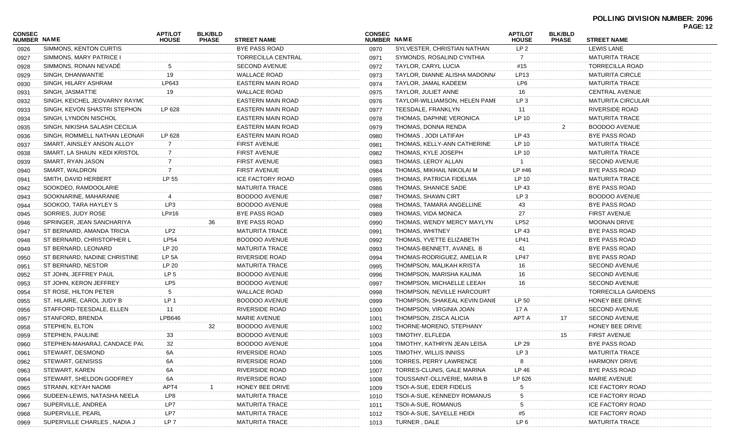**POLLING DIVISION NUMBER: 2096**

| CONSEC NUMBER | NAME | APT/LOT HOUSE | BLK/BLD PHASE | STREET NAME |
|---|---|---|---|---|
| 0926 | SIMMONS, KENTON CURTIS | | | BYE PASS ROAD |
| 0927 | SIMMONS, MARY PATRICE I | | | TORRECILLA CENTRAL |
| 0928 | SIMMONS, RONAN NEVADÉ | 5 | | SECOND AVENUE |
| 0929 | SINGH, DHANWANTIE | 19 | | WALLACE ROAD |
| 0930 | SINGH, HILARY ASHRAM | LP643 | | EASTERN MAIN ROAD |
| 0931 | SINGH, JASMATTIE | 19 | | WALLACE ROAD |
| 0932 | SINGH, KEICHEL JEOVARNY RAYMC | | | EASTERN MAIN ROAD |
| 0933 | SINGH, KEVON SHASTRI STEPHON | LP 628 | | EASTERN MAIN ROAD |
| 0934 | SINGH, LYNDON NISCHOL | | | EASTERN MAIN ROAD |
| 0935 | SINGH, NIKISHA SALASH CECILIA | | | EASTERN MAIN ROAD |
| 0936 | SINGH, ROMMELL NATHAN LEONAR | LP 628 | | EASTERN MAIN ROAD |
| 0937 | SMART, AINSLEY ANSON ALLOY | 7 | | FIRST AVENUE |
| 0938 | SMART, LA SHAUN KEDI KRISTOL | 7 | | FIRST AVENUE |
| 0939 | SMART, RYAN JASON | 7 | | FIRST AVENUE |
| 0940 | SMART, WALDRON | 7 | | FIRST AVENUE |
| 0941 | SMITH, DAVID HERBERT | LP 55 | | ICE FACTORY ROAD |
| 0942 | SOOKDEO, RAMDOOLARIE | | | MATURITA TRACE |
| 0943 | SOOKNARINE, MAHARANIE | 4 | | BOODOO AVENUE |
| 0944 | SOOKOO, TARA HAYLEY S | LP3 | | BOODOO AVENUE |
| 0945 | SORRIES, JUDY ROSE | LP#16 | | BYE PASS ROAD |
| 0946 | SPRINGER, JEAN SANCHARIYA | | 36 | BYE PASS ROAD |
| 0947 | ST BERNARD, AMANDA TRICIA | LP2 | | MATURITA TRACE |
| 0948 | ST BERNARD, CHRISTOPHER L | LP54 | | BOODOO AVENUE |
| 0949 | ST BERNARD, LEONARD | LP 20 | | MATURITA TRACE |
| 0950 | ST BERNARD, NADINE CHRISTINE | LP 5A | | RIVERSIDE ROAD |
| 0951 | ST BERNARD, NESTOR | LP 20 | | MATURITA TRACE |
| 0952 | ST JOHN, JEFFREY PAUL | LP 5 | | BOODOO AVENUE |
| 0953 | ST JOHN, KERON JEFFREY | LP5 | | BOODOO AVENUE |
| 0954 | ST ROSE, HILTON PETER | 5 | | WALLACE ROAD |
| 0955 | ST. HILAIRE, CAROL JUDY B | LP 1 | | BOODOO AVENUE |
| 0956 | STAFFORD-TEESDALE, ELLEN | 11 | | RIVERSIDE ROAD |
| 0957 | STANFORD, BRENDA | LPB646 | | MARIE AVENUE |
| 0958 | STEPHEN, ELTON | | 32 | BOODOO AVENUE |
| 0959 | STEPHEN, PAULINE | 33 | | BOODOO AVENUE |
| 0960 | STEPHEN-MAHARAJ, CANDACE PAL | 32 | | BOODOO AVENUE |
| 0961 | STEWART, DESMOND | 6A | | RIVERSIDE ROAD |
| 0962 | STEWART, GENISISS | 6A | | RIVERSIDE ROAD |
| 0963 | STEWART, KAREN | 6A | | RIVERSIDE ROAD |
| 0964 | STEWART, SHELDON GODFREY | 6A | | RIVERSIDE ROAD |
| 0965 | STRANN, KEYAH NAOMI | APT4 | 1 | HONEY BEE DRIVE |
| 0966 | SUDEEN-LEWIS, NATASHA NEELA | LP8 | | MATURITA TRACE |
| 0967 | SUPERVILLE, ANDREA | LP7 | | MATURITA TRACE |
| 0968 | SUPERVILLE, PEARL | LP7 | | MATURITA TRACE |
| 0969 | SUPERVILLE CHARLES , NADIA J | LP 7 | | MATURITA TRACE |
| 0970 | SYLVESTER, CHRISTIAN NATHAN | LP 2 | | LEWIS LANE |
| 0971 | SYMONDS, ROSALIND CYNTHIA | 7 | | MATURITA TRACE |
| 0972 | TAYLOR, CARYL LUCIA | #15 | | TORRECILLA ROAD |
| 0973 | TAYLOR, DIANNE ALISHA MADONN/ | LP13 | | MATURITA CIRCLE |
| 0974 | TAYLOR, JAMAL KADEEM | LP6 | | MATURITA TRACE |
| 0975 | TAYLOR, JULIET ANNE | 16 | | CENTRAL AVENUE |
| 0976 | TAYLOR-WILLIAMSON, HELEN PAMI | LP 3 | | MATURITA CIRCULAR |
| 0977 | TEESDALE, FRANKLYN | 11 | | RIVERSIDE ROAD |
| 0978 | THOMAS, DAPHNE VERONICA | LP 10 | | MATURITA TRACE |
| 0979 | THOMAS, DONNA RENDA | | 2 | BOODOO AVENUE |
| 0980 | THOMAS , JODI LATIFAH | LP 43 | | BYE PASS ROAD |
| 0981 | THOMAS, KELLY-ANN CATHERINE | LP 10 | | MATURITA TRACE |
| 0982 | THOMAS, KYLE JOSEPH | LP 10 | | MATURITA TRACE |
| 0983 | THOMAS, LEROY ALLAN | 1 | | SECOND AVENUE |
| 0984 | THOMAS, MIKHAIL NIKOLAI M | LP #46 | | BYE PASS ROAD |
| 0985 | THOMAS, PATRICIA FIDELMA | LP 10 | | MATURITA TRACE |
| 0986 | THOMAS, SHANICE SADE | LP 43 | | BYE PASS ROAD |
| 0987 | THOMAS, SHAWN CIRT | LP 3 | | BOODOO AVENUE |
| 0988 | THOMAS, TAMARA ANGELLINE | 43 | | BYE PASS ROAD |
| 0989 | THOMAS, VIDA MONICA | 27 | | FIRST AVENUE |
| 0990 | THOMAS, WENDY MERCY MAYLYN | LP52 | | MOONAN DRIVE |
| 0991 | THOMAS, WHITNEY | LP 43 | | BYE PASS ROAD |
| 0992 | THOMAS, YVETTE ELIZABETH | LP41 | | BYE PASS ROAD |
| 0993 | THOMAS-BENNETT, AVANEL B | 41 | | BYE PASS ROAD |
| 0994 | THOMAS-RODRIGUEZ, AMELIA R | LP47 | | BYE PASS ROAD |
| 0995 | THOMPSON, MALIKAH KRISTA | 16 | | SECOND AVENUE |
| 0996 | THOMPSON, MARISHA KALIMA | 16 | | SECOND AVENUE |
| 0997 | THOMPSON, MICHAELLE LEEAH | 16 | | SECOND AVENUE |
| 0998 | THOMPSON, NEVILLE HARCOURT | | | TORRECILLA GARDENS |
| 0999 | THOMPSON, SHAKEAL KEVIN DANIE | LP 50 | | HONEY BEE DRIVE |
| 1000 | THOMPSON, VIRGINIA JOAN | 17 A | | SECOND AVENUE |
| 1001 | THOMPSON, ZISCA ALICIA | APT A | 17 | SECOND AVENUE |
| 1002 | THORNE-MORENO, STEPHANY | | | HONEY BEE DRIVE |
| 1003 | TIMOTHY, ELFLEDA | | 15 | FIRST AVENUE |
| 1004 | TIMOTHY, KATHRYN JEAN LEISA | LP 29 | | BYE PASS ROAD |
| 1005 | TIMOTHY, WILLIS INNISS | LP 3 | | MATURITA TRACE |
| 1006 | TORRES, PERRY LAWRENCE | 8 | | HARMONY DRIVE |
| 1007 | TORRES-CLUNIS, GALE MARINA | LP 46 | | BYE PASS ROAD |
| 1008 | TOUSSAINT-OLLIVERIE, MARIA B | LP 626 | | MARIE AVENUE |
| 1009 | TSOI-A-SUE, EDER FIDELIS | 5 | | ICE FACTORY ROAD |
| 1010 | TSOI-A-SUE, KENNEDY ROMANUS | 5 | | ICE FACTORY ROAD |
| 1011 | TSOI-A-SUE, ROMANUS | 5 | | ICE FACTORY ROAD |
| 1012 | TSOI-A-SUE, SAYELLE HEIDI | #5 | | ICE FACTORY ROAD |
| 1013 | TURNER , DALE | LP 6 | | MATURITA TRACE |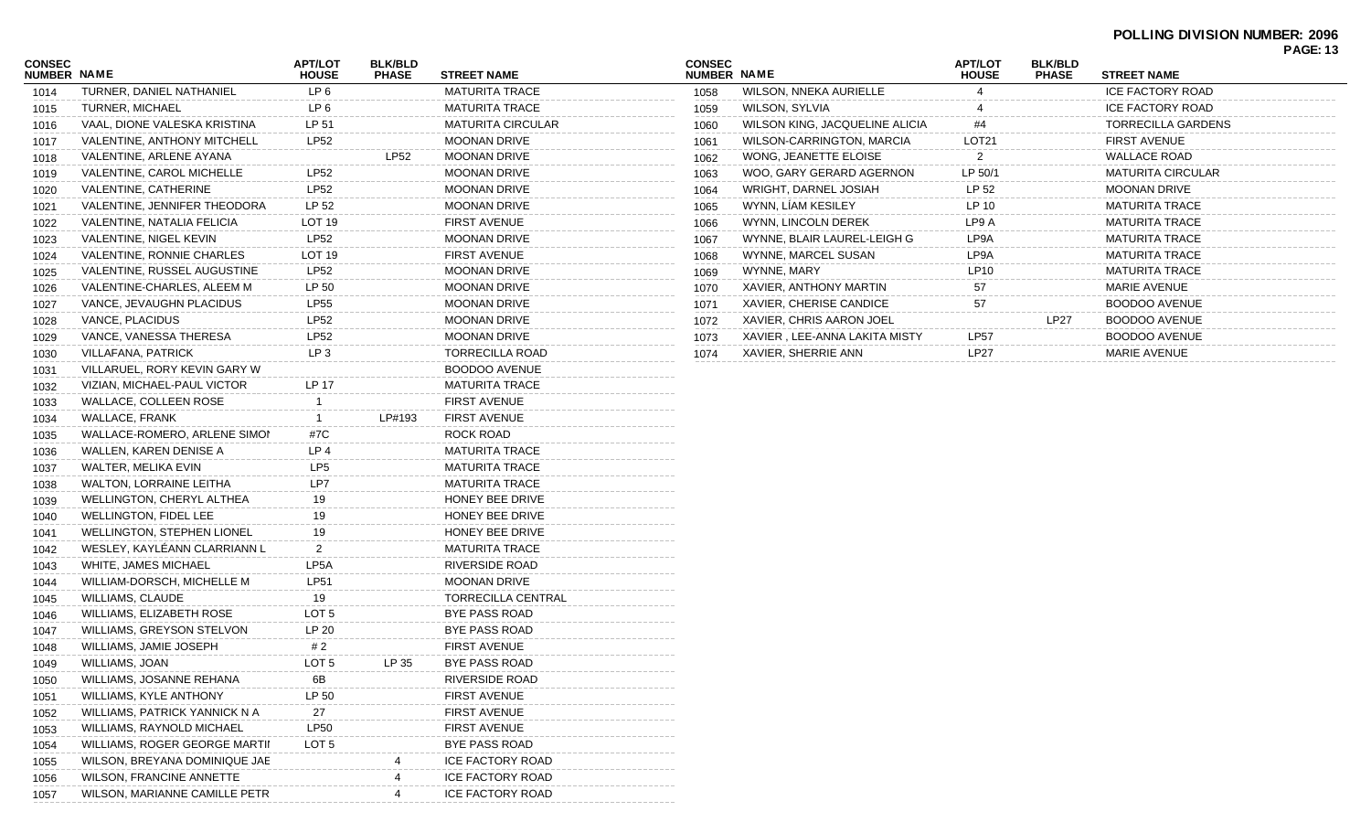# POLLING DIVISION NUMBER: 2096

| CONSEC NUMBER | NAME | APT/LOT HOUSE | BLK/BLD PHASE | STREET NAME |
|---|---|---|---|---|
| 1014 | TURNER, DANIEL NATHANIEL | LP 6 | | MATURITA TRACE |
| 1015 | TURNER, MICHAEL | LP 6 | | MATURITA TRACE |
| 1016 | VAAL, DIONE VALESKA KRISTINA | LP 51 | | MATURITA CIRCULAR |
| 1017 | VALENTINE, ANTHONY MITCHELL | LP52 | | MOONAN DRIVE |
| 1018 | VALENTINE, ARLENE AYANA | | LP52 | MOONAN DRIVE |
| 1019 | VALENTINE, CAROL MICHELLE | LP52 | | MOONAN DRIVE |
| 1020 | VALENTINE, CATHERINE | LP52 | | MOONAN DRIVE |
| 1021 | VALENTINE, JENNIFER THEODORA | LP 52 | | MOONAN DRIVE |
| 1022 | VALENTINE, NATALIA FELICIA | LOT 19 | | FIRST AVENUE |
| 1023 | VALENTINE, NIGEL KEVIN | LP52 | | MOONAN DRIVE |
| 1024 | VALENTINE, RONNIE CHARLES | LOT 19 | | FIRST AVENUE |
| 1025 | VALENTINE, RUSSEL AUGUSTINE | LP52 | | MOONAN DRIVE |
| 1026 | VALENTINE-CHARLES, ALEEM M | LP 50 | | MOONAN DRIVE |
| 1027 | VANCE, JEVAUGHN PLACIDUS | LP55 | | MOONAN DRIVE |
| 1028 | VANCE, PLACIDUS | LP52 | | MOONAN DRIVE |
| 1029 | VANCE, VANESSA THERESA | LP52 | | MOONAN DRIVE |
| 1030 | VILLAFANA, PATRICK | LP 3 | | TORRECILLA ROAD |
| 1031 | VILLARUEL, RORY KEVIN GARY W | | | BOODOO AVENUE |
| 1032 | VIZIAN, MICHAEL-PAUL VICTOR | LP 17 | | MATURITA TRACE |
| 1033 | WALLACE, COLLEEN ROSE | 1 | | FIRST AVENUE |
| 1034 | WALLACE, FRANK | 1 | LP#193 | FIRST AVENUE |
| 1035 | WALLACE-ROMERO, ARLENE SIMONI | #7C | | ROCK ROAD |
| 1036 | WALLEN, KAREN DENISE A | LP 4 | | MATURITA TRACE |
| 1037 | WALTER, MELIKA EVIN | LP5 | | MATURITA TRACE |
| 1038 | WALTON, LORRAINE LEITHA | LP7 | | MATURITA TRACE |
| 1039 | WELLINGTON, CHERYL ALTHEA | 19 | | HONEY BEE DRIVE |
| 1040 | WELLINGTON, FIDEL LEE | 19 | | HONEY BEE DRIVE |
| 1041 | WELLINGTON, STEPHEN LIONEL | 19 | | HONEY BEE DRIVE |
| 1042 | WESLEY, KAYLÉANN CLARRIANN L | 2 | | MATURITA TRACE |
| 1043 | WHITE, JAMES MICHAEL | LP5A | | RIVERSIDE ROAD |
| 1044 | WILLIAM-DORSCH, MICHELLE M | LP51 | | MOONAN DRIVE |
| 1045 | WILLIAMS, CLAUDE | 19 | | TORRECILLA CENTRAL |
| 1046 | WILLIAMS, ELIZABETH ROSE | LOT 5 | | BYE PASS ROAD |
| 1047 | WILLIAMS, GREYSON STELVON | LP 20 | | BYE PASS ROAD |
| 1048 | WILLIAMS, JAMIE JOSEPH | # 2 | | FIRST AVENUE |
| 1049 | WILLIAMS, JOAN | LOT 5 | LP 35 | BYE PASS ROAD |
| 1050 | WILLIAMS, JOSANNE REHANA | 6B | | RIVERSIDE ROAD |
| 1051 | WILLIAMS, KYLE ANTHONY | LP 50 | | FIRST AVENUE |
| 1052 | WILLIAMS, PATRICK YANNICK N A | 27 | | FIRST AVENUE |
| 1053 | WILLIAMS, RAYNOLD MICHAEL | LP50 | | FIRST AVENUE |
| 1054 | WILLIAMS, ROGER GEORGE MARTII | LOT 5 | | BYE PASS ROAD |
| 1055 | WILSON, BREYANA DOMINIQUE JAE | | 4 | ICE FACTORY ROAD |
| 1056 | WILSON, FRANCINE ANNETTE | | 4 | ICE FACTORY ROAD |
| 1057 | WILSON, MARIANNE CAMILLE PETR | | 4 | ICE FACTORY ROAD |
| 1058 | WILSON, NNEKA AURIELLE | 4 | | ICE FACTORY ROAD |
| 1059 | WILSON, SYLVIA | 4 | | ICE FACTORY ROAD |
| 1060 | WILSON KING, JACQUELINE ALICIA | #4 | | TORRECILLA GARDENS |
| 1061 | WILSON-CARRINGTON, MARCIA | LOT21 | | FIRST AVENUE |
| 1062 | WONG, JEANETTE ELOISE | 2 | | WALLACE ROAD |
| 1063 | WOO, GARY GERARD AGERNON | LP 50/1 | | MATURITA CIRCULAR |
| 1064 | WRIGHT, DARNEL JOSIAH | LP 52 | | MOONAN DRIVE |
| 1065 | WYNN, LÍAM KESILEY | LP 10 | | MATURITA TRACE |
| 1066 | WYNN, LINCOLN DEREK | LP9 A | | MATURITA TRACE |
| 1067 | WYNNE, BLAIR LAUREL-LEIGH G | LP9A | | MATURITA TRACE |
| 1068 | WYNNE, MARCEL SUSAN | LP9A | | MATURITA TRACE |
| 1069 | WYNNE, MARY | LP10 | | MATURITA TRACE |
| 1070 | XAVIER, ANTHONY MARTIN | 57 | | MARIE AVENUE |
| 1071 | XAVIER, CHERISE CANDICE | 57 | | BOODOO AVENUE |
| 1072 | XAVIER, CHRIS AARON JOEL | | LP27 | BOODOO AVENUE |
| 1073 | XAVIER , LEE-ANNA LAKITA MISTY | LP57 | | BOODOO AVENUE |
| 1074 | XAVIER, SHERRIE ANN | LP27 | | MARIE AVENUE |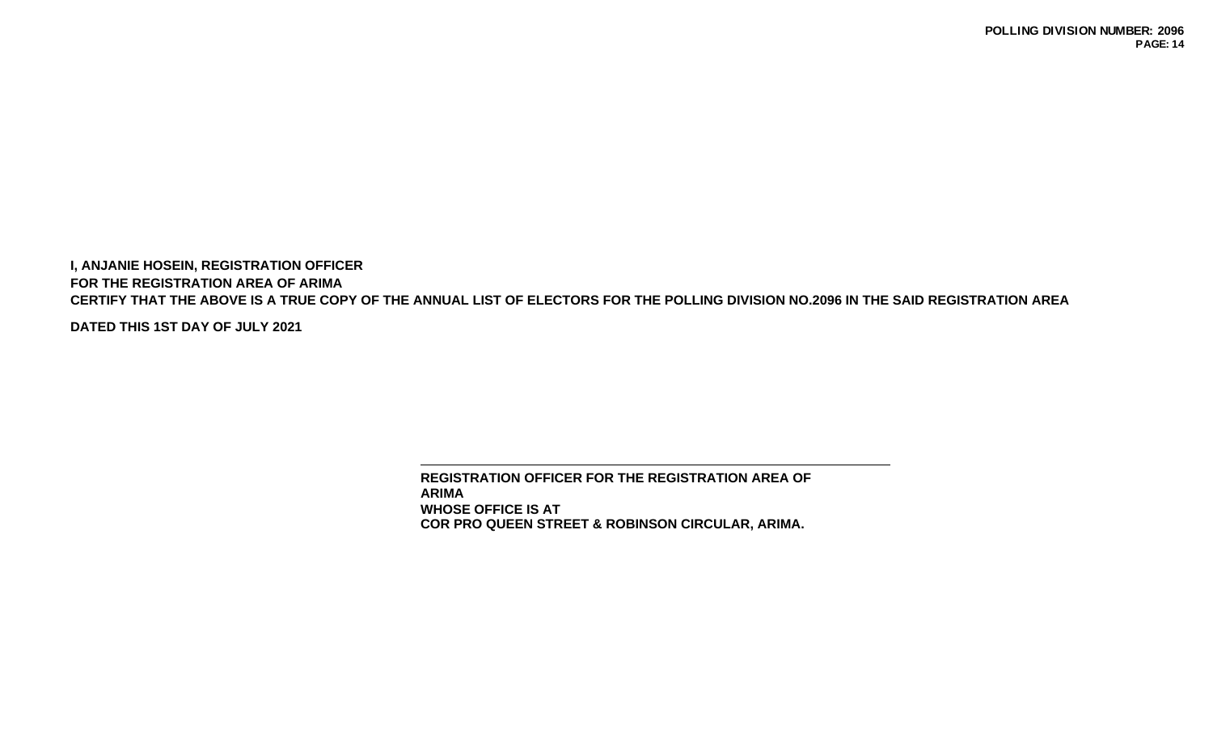**I, ANJANIE HOSEIN, REGISTRATION OFFICER**
**FOR THE REGISTRATION AREA OF ARIMA**
**CERTIFY THAT THE ABOVE IS A TRUE COPY OF THE ANNUAL LIST OF ELECTORS FOR THE POLLING DIVISION NO.2096 IN THE SAID REGISTRATION AREA**

**DATED THIS 1ST DAY OF JULY 2021**

---

**REGISTRATION OFFICER FOR THE REGISTRATION AREA OF ARIMA**
**WHOSE OFFICE IS AT**
**COR PRO QUEEN STREET & ROBINSON CIRCULAR, ARIMA.**